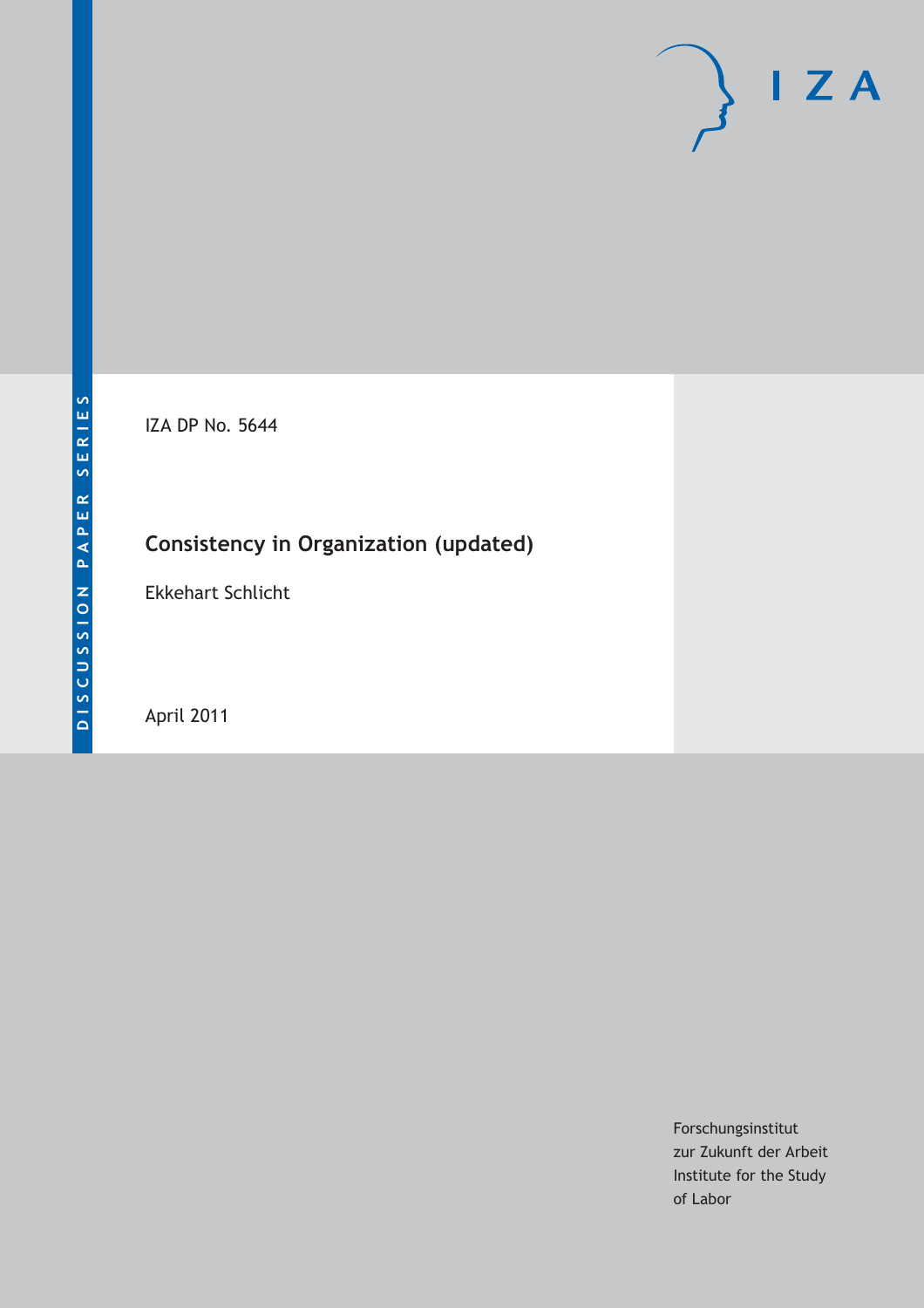DISCUSSION PAPER SERIES

IZA

IZA DP No. 5644

# Consistency in Organization (updated)

Ekkehart Schlicht

April 2011

Forschungsinstitut
zur Zukunft der Arbeit
Institute for the Study
of Labor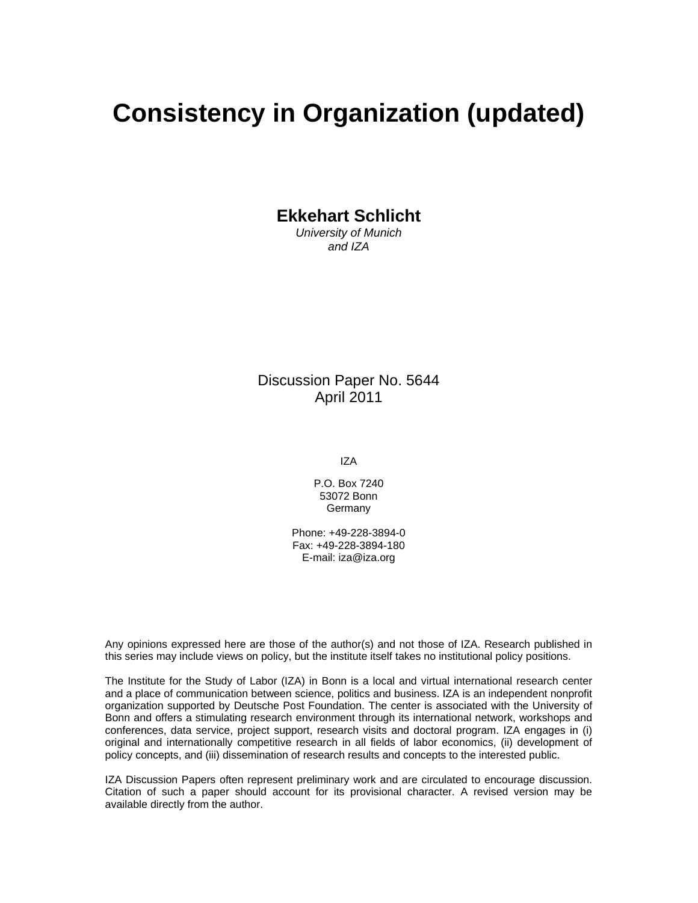# Consistency in Organization (updated)

**Ekkehart Schlicht**
*University of Munich*
*and IZA*

Discussion Paper No. 5644
April 2011

IZA

P.O. Box 7240
53072 Bonn
Germany

Phone: +49-228-3894-0
Fax: +49-228-3894-180
E-mail: iza@iza.org

Any opinions expressed here are those of the author(s) and not those of IZA. Research published in this series may include views on policy, but the institute itself takes no institutional policy positions.

The Institute for the Study of Labor (IZA) in Bonn is a local and virtual international research center and a place of communication between science, politics and business. IZA is an independent nonprofit organization supported by Deutsche Post Foundation. The center is associated with the University of Bonn and offers a stimulating research environment through its international network, workshops and conferences, data service, project support, research visits and doctoral program. IZA engages in (i) original and internationally competitive research in all fields of labor economics, (ii) development of policy concepts, and (iii) dissemination of research results and concepts to the interested public.

IZA Discussion Papers often represent preliminary work and are circulated to encourage discussion. Citation of such a paper should account for its provisional character. A revised version may be available directly from the author.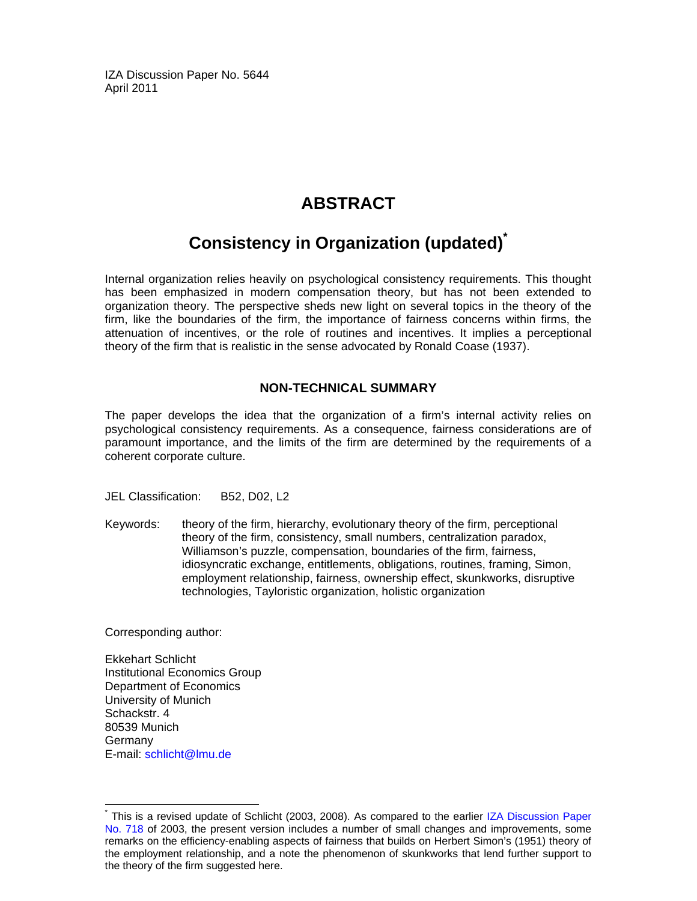IZA Discussion Paper No. 5644
April 2011

# ABSTRACT

## Consistency in Organization (updated)*

Internal organization relies heavily on psychological consistency requirements. This thought has been emphasized in modern compensation theory, but has not been extended to organization theory. The perspective sheds new light on several topics in the theory of the firm, like the boundaries of the firm, the importance of fairness concerns within firms, the attenuation of incentives, or the role of routines and incentives. It implies a perceptional theory of the firm that is realistic in the sense advocated by Ronald Coase (1937).

### NON-TECHNICAL SUMMARY

The paper develops the idea that the organization of a firm's internal activity relies on psychological consistency requirements. As a consequence, fairness considerations are of paramount importance, and the limits of the firm are determined by the requirements of a coherent corporate culture.

JEL Classification: B52, D02, L2

Keywords: theory of the firm, hierarchy, evolutionary theory of the firm, perceptional theory of the firm, consistency, small numbers, centralization paradox, Williamson's puzzle, compensation, boundaries of the firm, fairness, idiosyncratic exchange, entitlements, obligations, routines, framing, Simon, employment relationship, fairness, ownership effect, skunkworks, disruptive technologies, Tayloristic organization, holistic organization

Corresponding author:

Ekkehart Schlicht
Institutional Economics Group
Department of Economics
University of Munich
Schackstr. 4
80539 Munich
Germany
E-mail: schlicht@lmu.de

---

* This is a revised update of Schlicht (2003, 2008). As compared to the earlier IZA Discussion Paper No. 718 of 2003, the present version includes a number of small changes and improvements, some remarks on the efficiency-enabling aspects of fairness that builds on Herbert Simon's (1951) theory of the employment relationship, and a note the phenomenon of skunkworks that lend further support to the theory of the firm suggested here.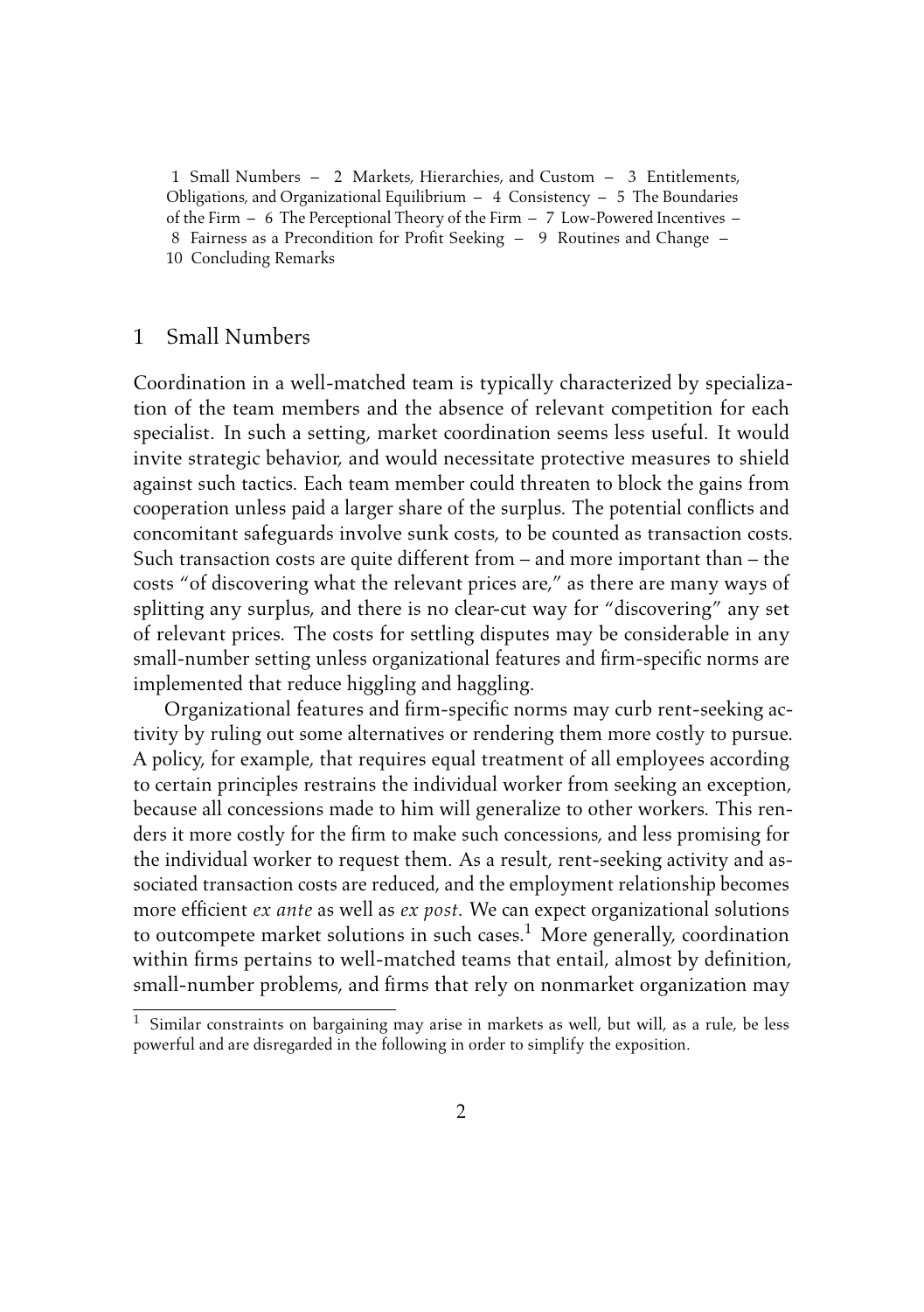1 Small Numbers – 2 Markets, Hierarchies, and Custom – 3 Entitlements, Obligations, and Organizational Equilibrium – 4 Consistency – 5 The Boundaries of the Firm – 6 The Perceptional Theory of the Firm – 7 Low-Powered Incentives – 8 Fairness as a Precondition for Profit Seeking – 9 Routines and Change – 10 Concluding Remarks

## 1 Small Numbers

Coordination in a well-matched team is typically characterized by specialization of the team members and the absence of relevant competition for each specialist. In such a setting, market coordination seems less useful. It would invite strategic behavior, and would necessitate protective measures to shield against such tactics. Each team member could threaten to block the gains from cooperation unless paid a larger share of the surplus. The potential conflicts and concomitant safeguards involve sunk costs, to be counted as transaction costs. Such transaction costs are quite different from – and more important than – the costs "of discovering what the relevant prices are," as there are many ways of splitting any surplus, and there is no clear-cut way for "discovering" any set of relevant prices. The costs for settling disputes may be considerable in any small-number setting unless organizational features and firm-specific norms are implemented that reduce higgling and haggling.

Organizational features and firm-specific norms may curb rent-seeking activity by ruling out some alternatives or rendering them more costly to pursue. A policy, for example, that requires equal treatment of all employees according to certain principles restrains the individual worker from seeking an exception, because all concessions made to him will generalize to other workers. This renders it more costly for the firm to make such concessions, and less promising for the individual worker to request them. As a result, rent-seeking activity and associated transaction costs are reduced, and the employment relationship becomes more efficient *ex ante* as well as *ex post*. We can expect organizational solutions to outcompete market solutions in such cases.[1] More generally, coordination within firms pertains to well-matched teams that entail, almost by definition, small-number problems, and firms that rely on nonmarket organization may

[1] Similar constraints on bargaining may arise in markets as well, but will, as a rule, be less powerful and are disregarded in the following in order to simplify the exposition.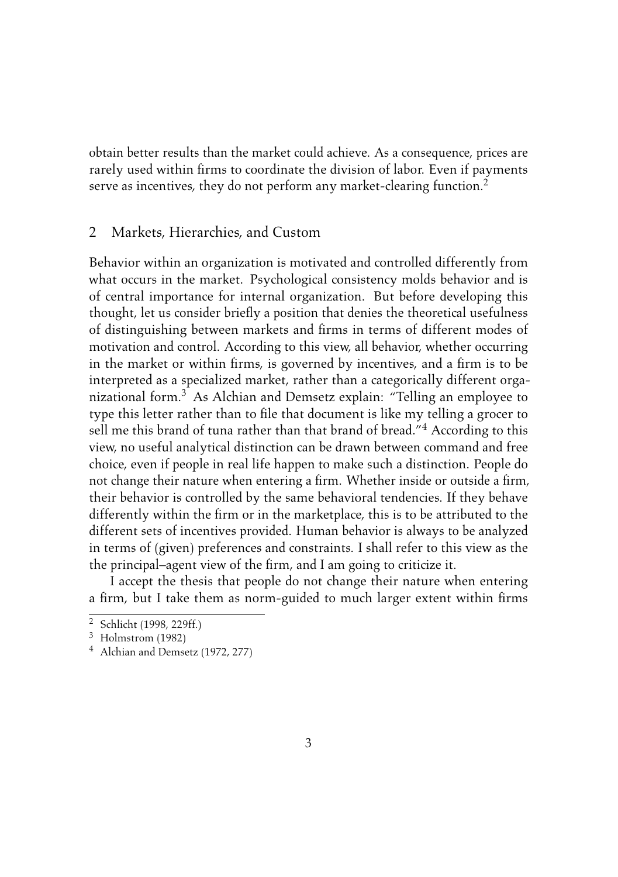obtain better results than the market could achieve. As a consequence, prices are rarely used within firms to coordinate the division of labor. Even if payments serve as incentives, they do not perform any market-clearing function.[2]

## 2 Markets, Hierarchies, and Custom

Behavior within an organization is motivated and controlled differently from what occurs in the market. Psychological consistency molds behavior and is of central importance for internal organization. But before developing this thought, let us consider briefly a position that denies the theoretical usefulness of distinguishing between markets and firms in terms of different modes of motivation and control. According to this view, all behavior, whether occurring in the market or within firms, is governed by incentives, and a firm is to be interpreted as a specialized market, rather than a categorically different organizational form.[3] As Alchian and Demsetz explain: "Telling an employee to type this letter rather than to file that document is like my telling a grocer to sell me this brand of tuna rather than that brand of bread."[4] According to this view, no useful analytical distinction can be drawn between command and free choice, even if people in real life happen to make such a distinction. People do not change their nature when entering a firm. Whether inside or outside a firm, their behavior is controlled by the same behavioral tendencies. If they behave differently within the firm or in the marketplace, this is to be attributed to the different sets of incentives provided. Human behavior is always to be analyzed in terms of (given) preferences and constraints. I shall refer to this view as the the principal–agent view of the firm, and I am going to criticize it.

I accept the thesis that people do not change their nature when entering a firm, but I take them as norm-guided to much larger extent within firms

[2] Schlicht (1998, 229ff.)

[3] Holmstrom (1982)

[4] Alchian and Demsetz (1972, 277)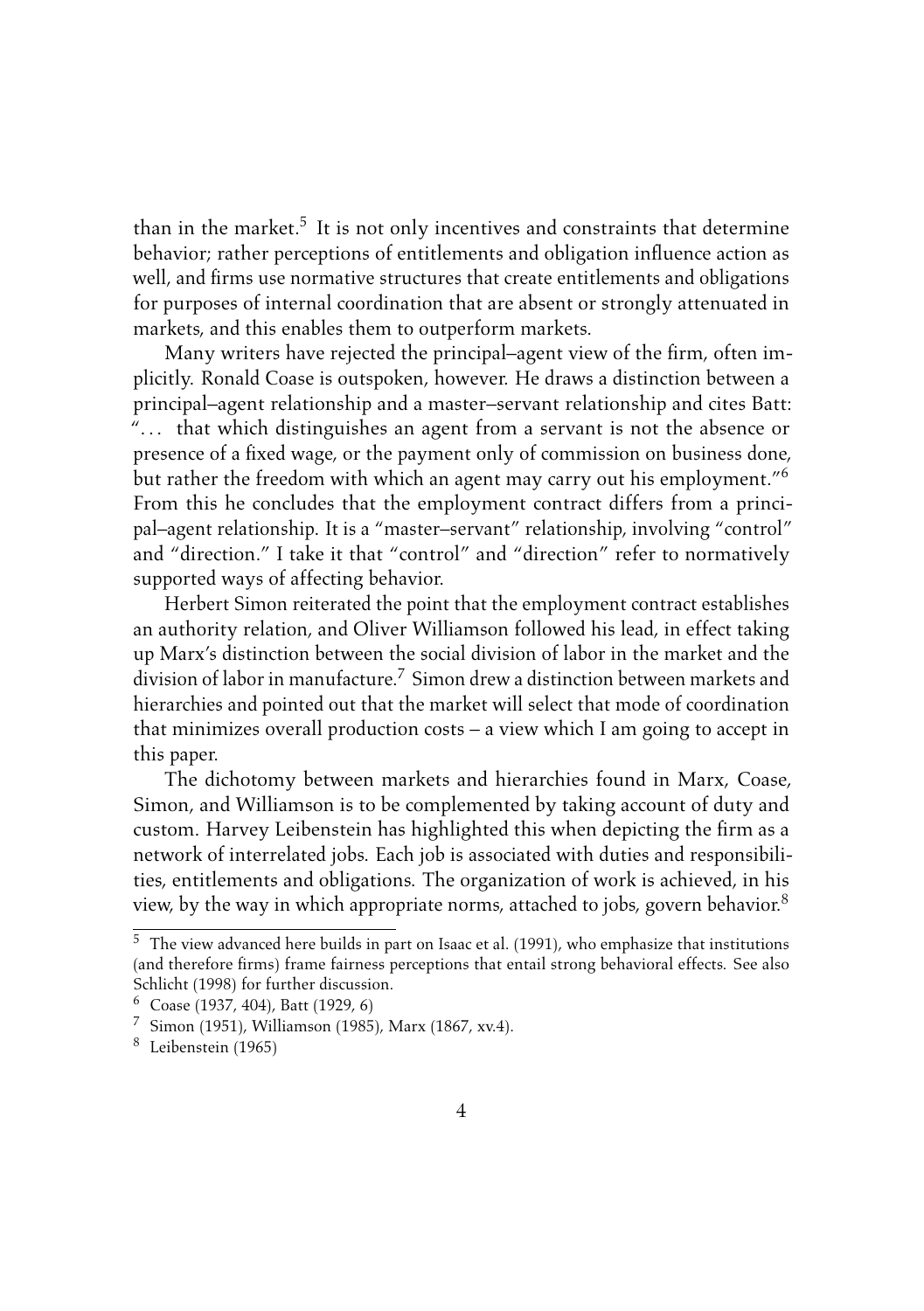than in the market.[5] It is not only incentives and constraints that determine behavior; rather perceptions of entitlements and obligation influence action as well, and firms use normative structures that create entitlements and obligations for purposes of internal coordination that are absent or strongly attenuated in markets, and this enables them to outperform markets.

Many writers have rejected the principal–agent view of the firm, often implicitly. Ronald Coase is outspoken, however. He draws a distinction between a principal–agent relationship and a master–servant relationship and cites Batt: "... that which distinguishes an agent from a servant is not the absence or presence of a fixed wage, or the payment only of commission on business done, but rather the freedom with which an agent may carry out his employment."[6] From this he concludes that the employment contract differs from a principal–agent relationship. It is a "master–servant" relationship, involving "control" and "direction." I take it that "control" and "direction" refer to normatively supported ways of affecting behavior.

Herbert Simon reiterated the point that the employment contract establishes an authority relation, and Oliver Williamson followed his lead, in effect taking up Marx's distinction between the social division of labor in the market and the division of labor in manufacture.[7] Simon drew a distinction between markets and hierarchies and pointed out that the market will select that mode of coordination that minimizes overall production costs – a view which I am going to accept in this paper.

The dichotomy between markets and hierarchies found in Marx, Coase, Simon, and Williamson is to be complemented by taking account of duty and custom. Harvey Leibenstein has highlighted this when depicting the firm as a network of interrelated jobs. Each job is associated with duties and responsibilities, entitlements and obligations. The organization of work is achieved, in his view, by the way in which appropriate norms, attached to jobs, govern behavior.[8]

---

[5] The view advanced here builds in part on Isaac et al. (1991), who emphasize that institutions (and therefore firms) frame fairness perceptions that entail strong behavioral effects. See also Schlicht (1998) for further discussion.

[6] Coase (1937, 404), Batt (1929, 6)

[7] Simon (1951), Williamson (1985), Marx (1867, xv.4).

[8] Leibenstein (1965)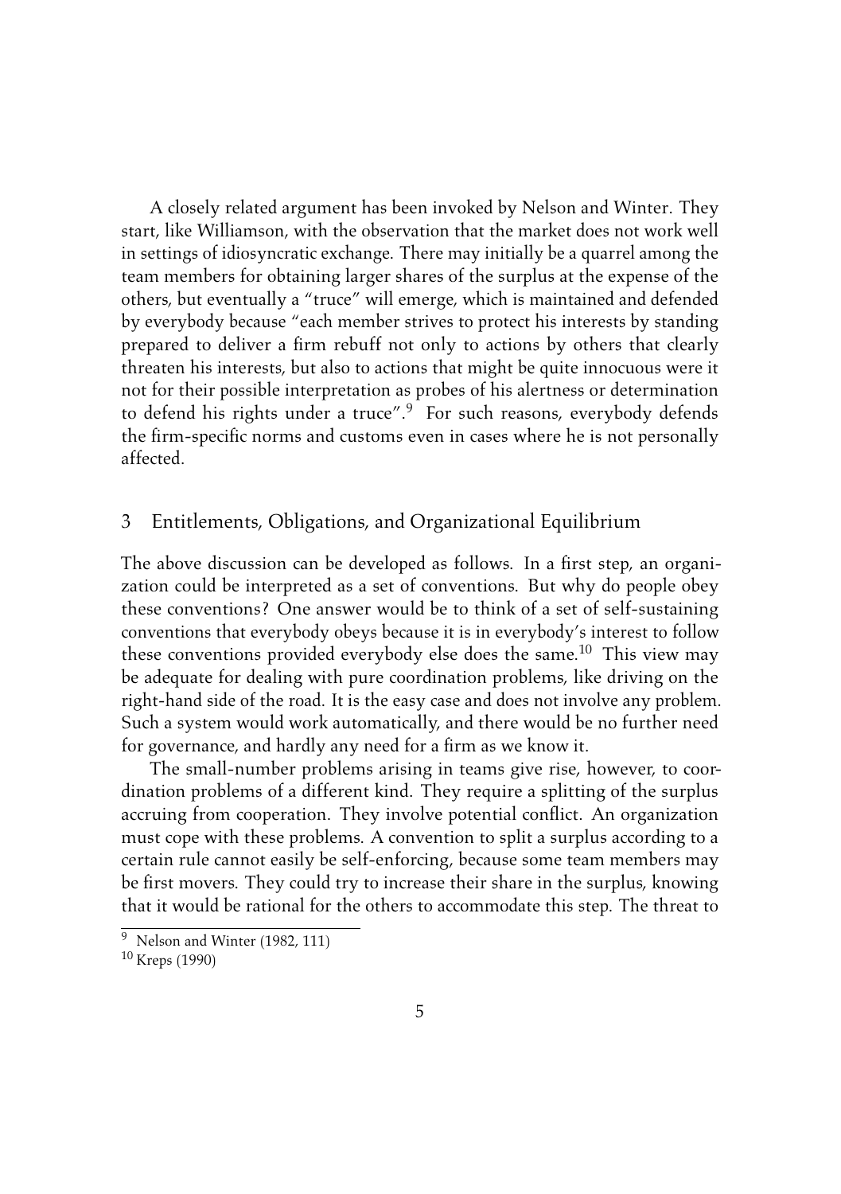A closely related argument has been invoked by Nelson and Winter. They start, like Williamson, with the observation that the market does not work well in settings of idiosyncratic exchange. There may initially be a quarrel among the team members for obtaining larger shares of the surplus at the expense of the others, but eventually a "truce" will emerge, which is maintained and defended by everybody because "each member strives to protect his interests by standing prepared to deliver a firm rebuff not only to actions by others that clearly threaten his interests, but also to actions that might be quite innocuous were it not for their possible interpretation as probes of his alertness or determination to defend his rights under a truce".[9] For such reasons, everybody defends the firm-specific norms and customs even in cases where he is not personally affected.

## 3 Entitlements, Obligations, and Organizational Equilibrium

The above discussion can be developed as follows. In a first step, an organization could be interpreted as a set of conventions. But why do people obey these conventions? One answer would be to think of a set of self-sustaining conventions that everybody obeys because it is in everybody's interest to follow these conventions provided everybody else does the same.[10] This view may be adequate for dealing with pure coordination problems, like driving on the right-hand side of the road. It is the easy case and does not involve any problem. Such a system would work automatically, and there would be no further need for governance, and hardly any need for a firm as we know it.

The small-number problems arising in teams give rise, however, to coordination problems of a different kind. They require a splitting of the surplus accruing from cooperation. They involve potential conflict. An organization must cope with these problems. A convention to split a surplus according to a certain rule cannot easily be self-enforcing, because some team members may be first movers. They could try to increase their share in the surplus, knowing that it would be rational for the others to accommodate this step. The threat to

---

[9] Nelson and Winter (1982, 111)

[10] Kreps (1990)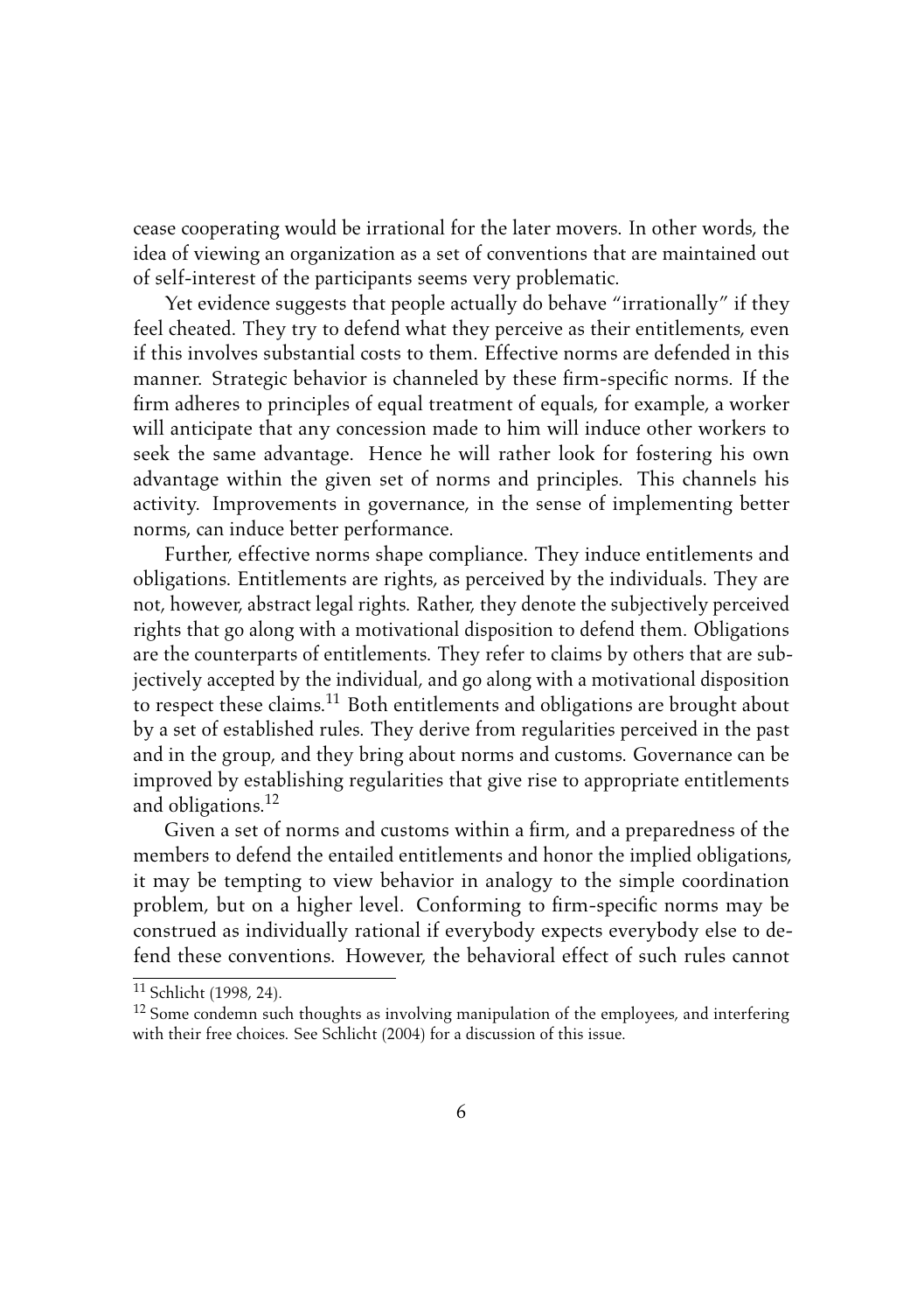cease cooperating would be irrational for the later movers. In other words, the idea of viewing an organization as a set of conventions that are maintained out of self-interest of the participants seems very problematic.

Yet evidence suggests that people actually do behave "irrationally" if they feel cheated. They try to defend what they perceive as their entitlements, even if this involves substantial costs to them. Effective norms are defended in this manner. Strategic behavior is channeled by these firm-specific norms. If the firm adheres to principles of equal treatment of equals, for example, a worker will anticipate that any concession made to him will induce other workers to seek the same advantage. Hence he will rather look for fostering his own advantage within the given set of norms and principles. This channels his activity. Improvements in governance, in the sense of implementing better norms, can induce better performance.

Further, effective norms shape compliance. They induce entitlements and obligations. Entitlements are rights, as perceived by the individuals. They are not, however, abstract legal rights. Rather, they denote the subjectively perceived rights that go along with a motivational disposition to defend them. Obligations are the counterparts of entitlements. They refer to claims by others that are subjectively accepted by the individual, and go along with a motivational disposition to respect these claims.[11] Both entitlements and obligations are brought about by a set of established rules. They derive from regularities perceived in the past and in the group, and they bring about norms and customs. Governance can be improved by establishing regularities that give rise to appropriate entitlements and obligations.[12]

Given a set of norms and customs within a firm, and a preparedness of the members to defend the entailed entitlements and honor the implied obligations, it may be tempting to view behavior in analogy to the simple coordination problem, but on a higher level. Conforming to firm-specific norms may be construed as individually rational if everybody expects everybody else to defend these conventions. However, the behavioral effect of such rules cannot

[11] Schlicht (1998, 24).

[12] Some condemn such thoughts as involving manipulation of the employees, and interfering with their free choices. See Schlicht (2004) for a discussion of this issue.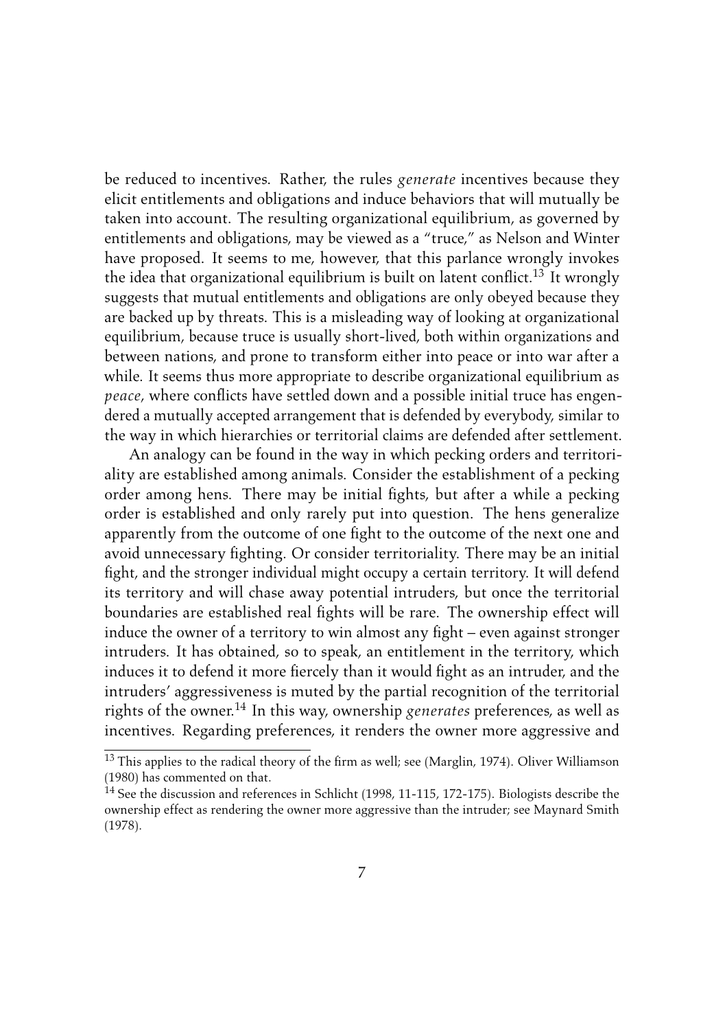be reduced to incentives. Rather, the rules *generate* incentives because they elicit entitlements and obligations and induce behaviors that will mutually be taken into account. The resulting organizational equilibrium, as governed by entitlements and obligations, may be viewed as a "truce," as Nelson and Winter have proposed. It seems to me, however, that this parlance wrongly invokes the idea that organizational equilibrium is built on latent conflict.[13] It wrongly suggests that mutual entitlements and obligations are only obeyed because they are backed up by threats. This is a misleading way of looking at organizational equilibrium, because truce is usually short-lived, both within organizations and between nations, and prone to transform either into peace or into war after a while. It seems thus more appropriate to describe organizational equilibrium as *peace*, where conflicts have settled down and a possible initial truce has engendered a mutually accepted arrangement that is defended by everybody, similar to the way in which hierarchies or territorial claims are defended after settlement.

An analogy can be found in the way in which pecking orders and territoriality are established among animals. Consider the establishment of a pecking order among hens. There may be initial fights, but after a while a pecking order is established and only rarely put into question. The hens generalize apparently from the outcome of one fight to the outcome of the next one and avoid unnecessary fighting. Or consider territoriality. There may be an initial fight, and the stronger individual might occupy a certain territory. It will defend its territory and will chase away potential intruders, but once the territorial boundaries are established real fights will be rare. The ownership effect will induce the owner of a territory to win almost any fight – even against stronger intruders. It has obtained, so to speak, an entitlement in the territory, which induces it to defend it more fiercely than it would fight as an intruder, and the intruders' aggressiveness is muted by the partial recognition of the territorial rights of the owner.[14] In this way, ownership *generates* preferences, as well as incentives. Regarding preferences, it renders the owner more aggressive and

---

[13] This applies to the radical theory of the firm as well; see (Marglin, 1974). Oliver Williamson (1980) has commented on that.

[14] See the discussion and references in Schlicht (1998, 11-115, 172-175). Biologists describe the ownership effect as rendering the owner more aggressive than the intruder; see Maynard Smith (1978).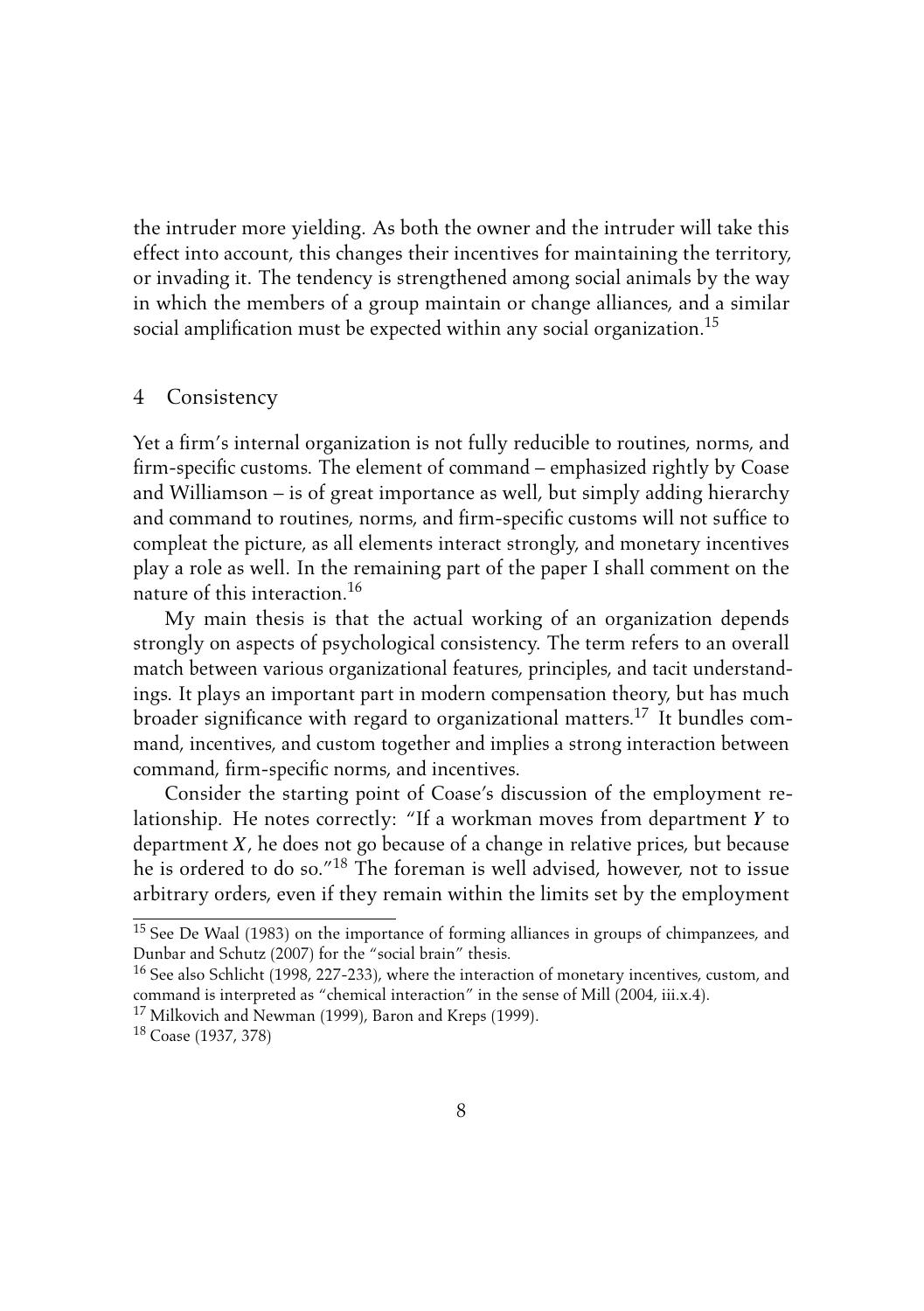the intruder more yielding. As both the owner and the intruder will take this effect into account, this changes their incentives for maintaining the territory, or invading it. The tendency is strengthened among social animals by the way in which the members of a group maintain or change alliances, and a similar social amplification must be expected within any social organization.[15]

## 4 Consistency

Yet a firm's internal organization is not fully reducible to routines, norms, and firm-specific customs. The element of command – emphasized rightly by Coase and Williamson – is of great importance as well, but simply adding hierarchy and command to routines, norms, and firm-specific customs will not suffice to compleat the picture, as all elements interact strongly, and monetary incentives play a role as well. In the remaining part of the paper I shall comment on the nature of this interaction.[16]

My main thesis is that the actual working of an organization depends strongly on aspects of psychological consistency. The term refers to an overall match between various organizational features, principles, and tacit understandings. It plays an important part in modern compensation theory, but has much broader significance with regard to organizational matters.[17] It bundles command, incentives, and custom together and implies a strong interaction between command, firm-specific norms, and incentives.

Consider the starting point of Coase's discussion of the employment relationship. He notes correctly: "If a workman moves from department $Y$ to department $X$, he does not go because of a change in relative prices, but because he is ordered to do so."[18] The foreman is well advised, however, not to issue arbitrary orders, even if they remain within the limits set by the employment

---

[15] See De Waal (1983) on the importance of forming alliances in groups of chimpanzees, and Dunbar and Schutz (2007) for the "social brain" thesis.

[16] See also Schlicht (1998, 227-233), where the interaction of monetary incentives, custom, and command is interpreted as "chemical interaction" in the sense of Mill (2004, iii.x.4).

[17] Milkovich and Newman (1999), Baron and Kreps (1999).

[18] Coase (1937, 378)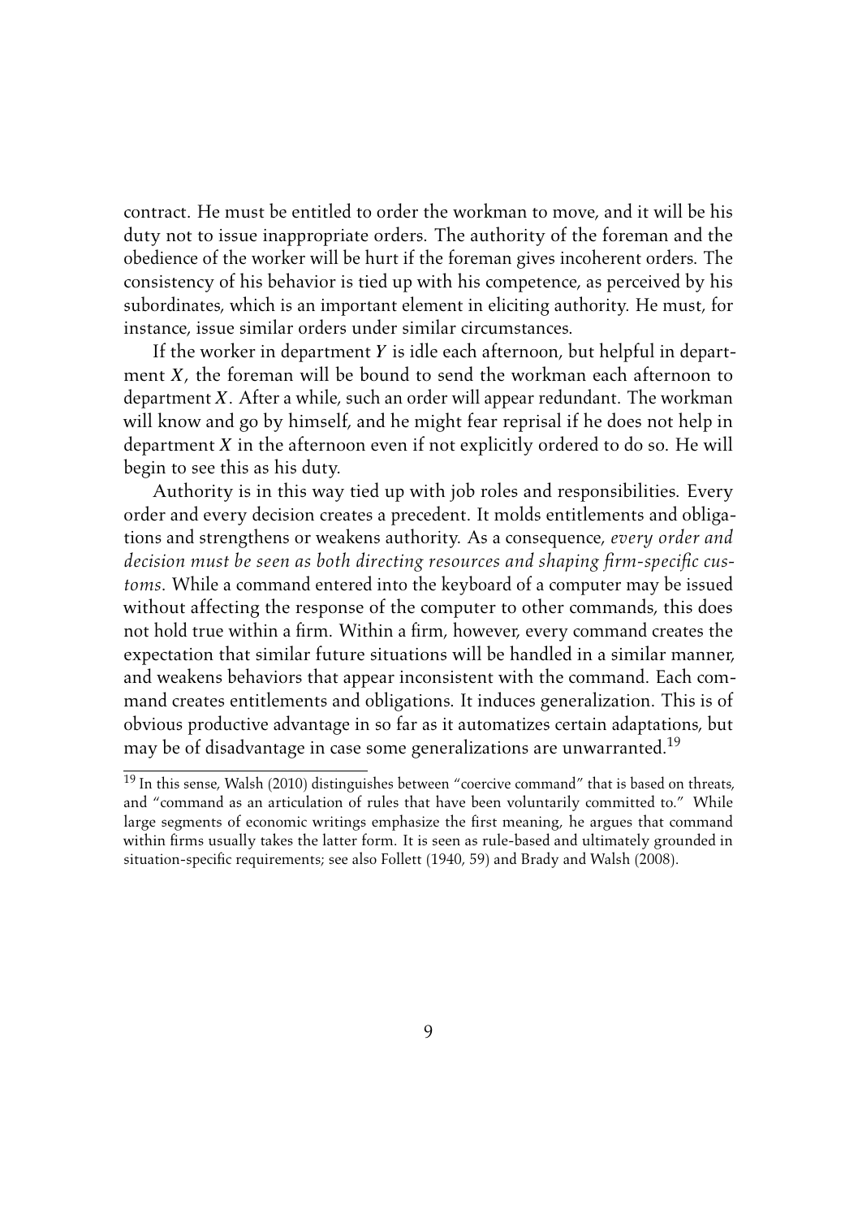contract. He must be entitled to order the workman to move, and it will be his duty not to issue inappropriate orders. The authority of the foreman and the obedience of the worker will be hurt if the foreman gives incoherent orders. The consistency of his behavior is tied up with his competence, as perceived by his subordinates, which is an important element in eliciting authority. He must, for instance, issue similar orders under similar circumstances.

If the worker in department $Y$ is idle each afternoon, but helpful in department $X$, the foreman will be bound to send the workman each afternoon to department $X$. After a while, such an order will appear redundant. The workman will know and go by himself, and he might fear reprisal if he does not help in department $X$ in the afternoon even if not explicitly ordered to do so. He will begin to see this as his duty.

Authority is in this way tied up with job roles and responsibilities. Every order and every decision creates a precedent. It molds entitlements and obligations and strengthens or weakens authority. As a consequence, *every order and decision must be seen as both directing resources and shaping firm-specific customs*. While a command entered into the keyboard of a computer may be issued without affecting the response of the computer to other commands, this does not hold true within a firm. Within a firm, however, every command creates the expectation that similar future situations will be handled in a similar manner, and weakens behaviors that appear inconsistent with the command. Each command creates entitlements and obligations. It induces generalization. This is of obvious productive advantage in so far as it automatizes certain adaptations, but may be of disadvantage in case some generalizations are unwarranted.[19]

[19] In this sense, Walsh (2010) distinguishes between "coercive command" that is based on threats, and "command as an articulation of rules that have been voluntarily committed to." While large segments of economic writings emphasize the first meaning, he argues that command within firms usually takes the latter form. It is seen as rule-based and ultimately grounded in situation-specific requirements; see also Follett (1940, 59) and Brady and Walsh (2008).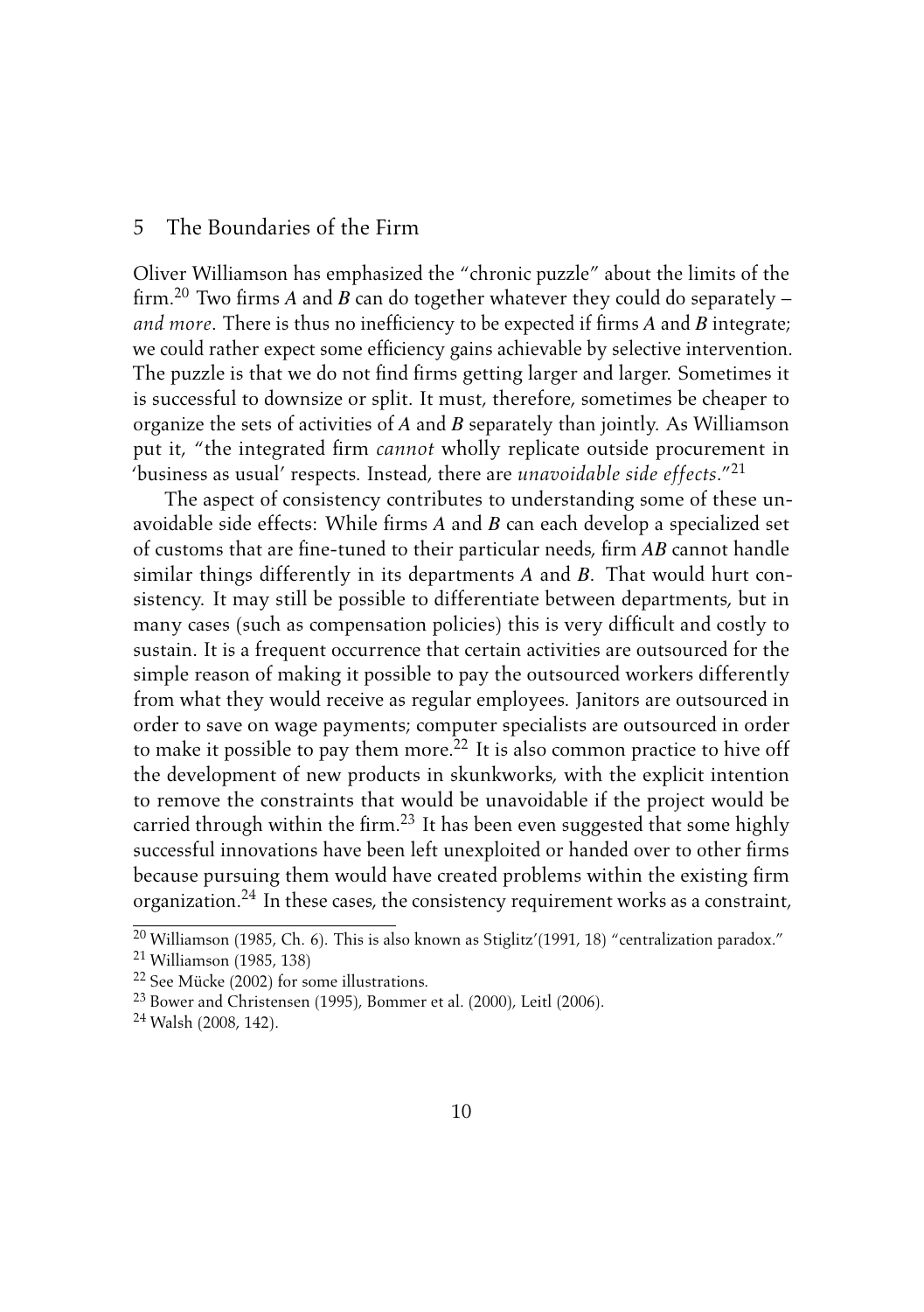## 5 The Boundaries of the Firm

Oliver Williamson has emphasized the "chronic puzzle" about the limits of the firm.[20] Two firms *A* and *B* can do together whatever they could do separately – *and more*. There is thus no inefficiency to be expected if firms *A* and *B* integrate; we could rather expect some efficiency gains achievable by selective intervention. The puzzle is that we do not find firms getting larger and larger. Sometimes it is successful to downsize or split. It must, therefore, sometimes be cheaper to organize the sets of activities of *A* and *B* separately than jointly. As Williamson put it, "the integrated firm *cannot* wholly replicate outside procurement in 'business as usual' respects. Instead, there are *unavoidable side effects*."[21]

The aspect of consistency contributes to understanding some of these unavoidable side effects: While firms *A* and *B* can each develop a specialized set of customs that are fine-tuned to their particular needs, firm *AB* cannot handle similar things differently in its departments *A* and *B*. That would hurt consistency. It may still be possible to differentiate between departments, but in many cases (such as compensation policies) this is very difficult and costly to sustain. It is a frequent occurrence that certain activities are outsourced for the simple reason of making it possible to pay the outsourced workers differently from what they would receive as regular employees. Janitors are outsourced in order to save on wage payments; computer specialists are outsourced in order to make it possible to pay them more.[22] It is also common practice to hive off the development of new products in skunkworks, with the explicit intention to remove the constraints that would be unavoidable if the project would be carried through within the firm.[23] It has been even suggested that some highly successful innovations have been left unexploited or handed over to other firms because pursuing them would have created problems within the existing firm organization.[24] In these cases, the consistency requirement works as a constraint,

[20] Williamson (1985, Ch. 6). This is also known as Stiglitz'(1991, 18) "centralization paradox."

[21] Williamson (1985, 138)

[22] See Mücke (2002) for some illustrations.

[23] Bower and Christensen (1995), Bommer et al. (2000), Leitl (2006).

[24] Walsh (2008, 142).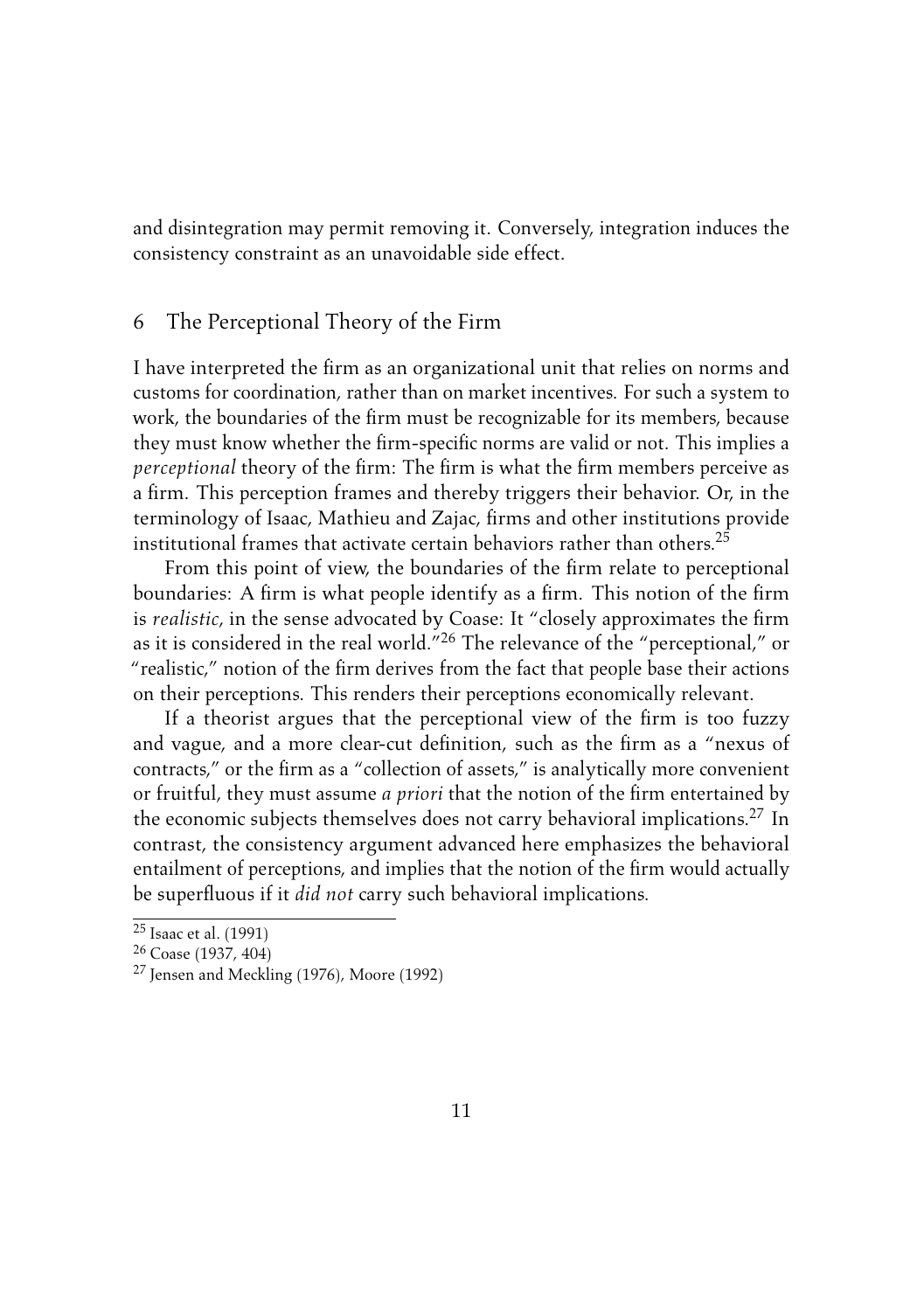and disintegration may permit removing it. Conversely, integration induces the consistency constraint as an unavoidable side effect.

## 6 The Perceptional Theory of the Firm

I have interpreted the firm as an organizational unit that relies on norms and customs for coordination, rather than on market incentives. For such a system to work, the boundaries of the firm must be recognizable for its members, because they must know whether the firm-specific norms are valid or not. This implies a *perceptional* theory of the firm: The firm is what the firm members perceive as a firm. This perception frames and thereby triggers their behavior. Or, in the terminology of Isaac, Mathieu and Zajac, firms and other institutions provide institutional frames that activate certain behaviors rather than others.[25]

From this point of view, the boundaries of the firm relate to perceptional boundaries: A firm is what people identify as a firm. This notion of the firm is *realistic*, in the sense advocated by Coase: It "closely approximates the firm as it is considered in the real world."[26] The relevance of the "perceptional," or "realistic," notion of the firm derives from the fact that people base their actions on their perceptions. This renders their perceptions economically relevant.

If a theorist argues that the perceptional view of the firm is too fuzzy and vague, and a more clear-cut definition, such as the firm as a "nexus of contracts," or the firm as a "collection of assets," is analytically more convenient or fruitful, they must assume *a priori* that the notion of the firm entertained by the economic subjects themselves does not carry behavioral implications.[27] In contrast, the consistency argument advanced here emphasizes the behavioral entailment of perceptions, and implies that the notion of the firm would actually be superfluous if it *did not* carry such behavioral implications.

[25] Isaac et al. (1991)

[26] Coase (1937, 404)

[27] Jensen and Meckling (1976), Moore (1992)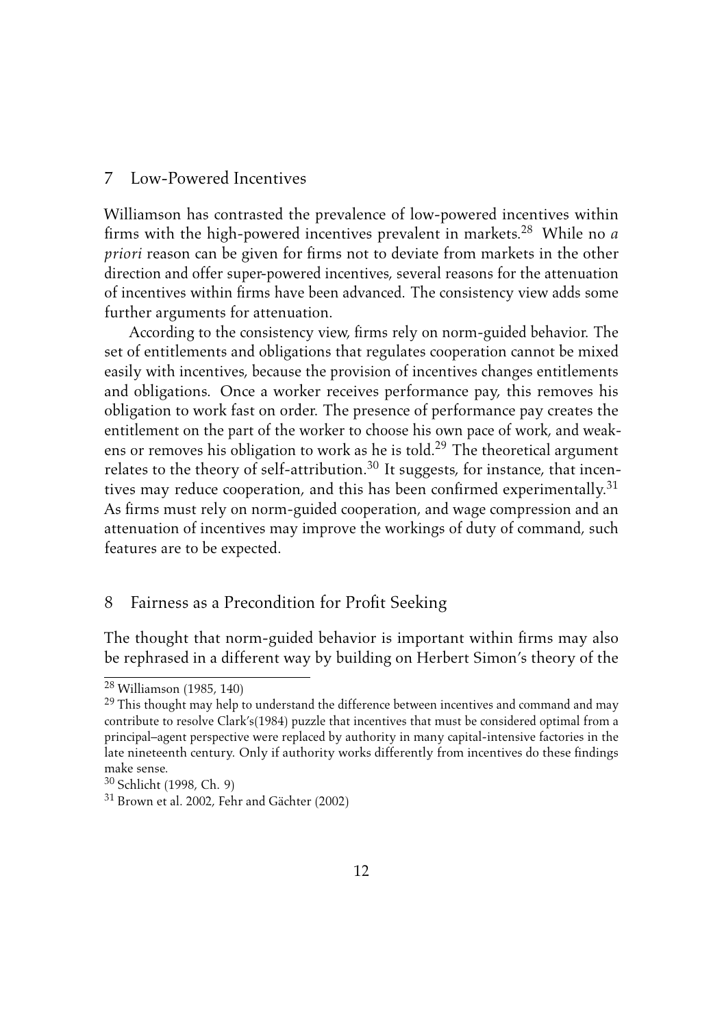## 7 Low-Powered Incentives

Williamson has contrasted the prevalence of low-powered incentives within firms with the high-powered incentives prevalent in markets.[28] While no *a priori* reason can be given for firms not to deviate from markets in the other direction and offer super-powered incentives, several reasons for the attenuation of incentives within firms have been advanced. The consistency view adds some further arguments for attenuation.

According to the consistency view, firms rely on norm-guided behavior. The set of entitlements and obligations that regulates cooperation cannot be mixed easily with incentives, because the provision of incentives changes entitlements and obligations. Once a worker receives performance pay, this removes his obligation to work fast on order. The presence of performance pay creates the entitlement on the part of the worker to choose his own pace of work, and weakens or removes his obligation to work as he is told.[29] The theoretical argument relates to the theory of self-attribution.[30] It suggests, for instance, that incentives may reduce cooperation, and this has been confirmed experimentally.[31] As firms must rely on norm-guided cooperation, and wage compression and an attenuation of incentives may improve the workings of duty of command, such features are to be expected.

## 8 Fairness as a Precondition for Profit Seeking

The thought that norm-guided behavior is important within firms may also be rephrased in a different way by building on Herbert Simon's theory of the

---

[28] Williamson (1985, 140)

[29] This thought may help to understand the difference between incentives and command and may contribute to resolve Clark's(1984) puzzle that incentives that must be considered optimal from a principal–agent perspective were replaced by authority in many capital-intensive factories in the late nineteenth century. Only if authority works differently from incentives do these findings make sense.

[30] Schlicht (1998, Ch. 9)

[31] Brown et al. 2002, Fehr and Gächter (2002)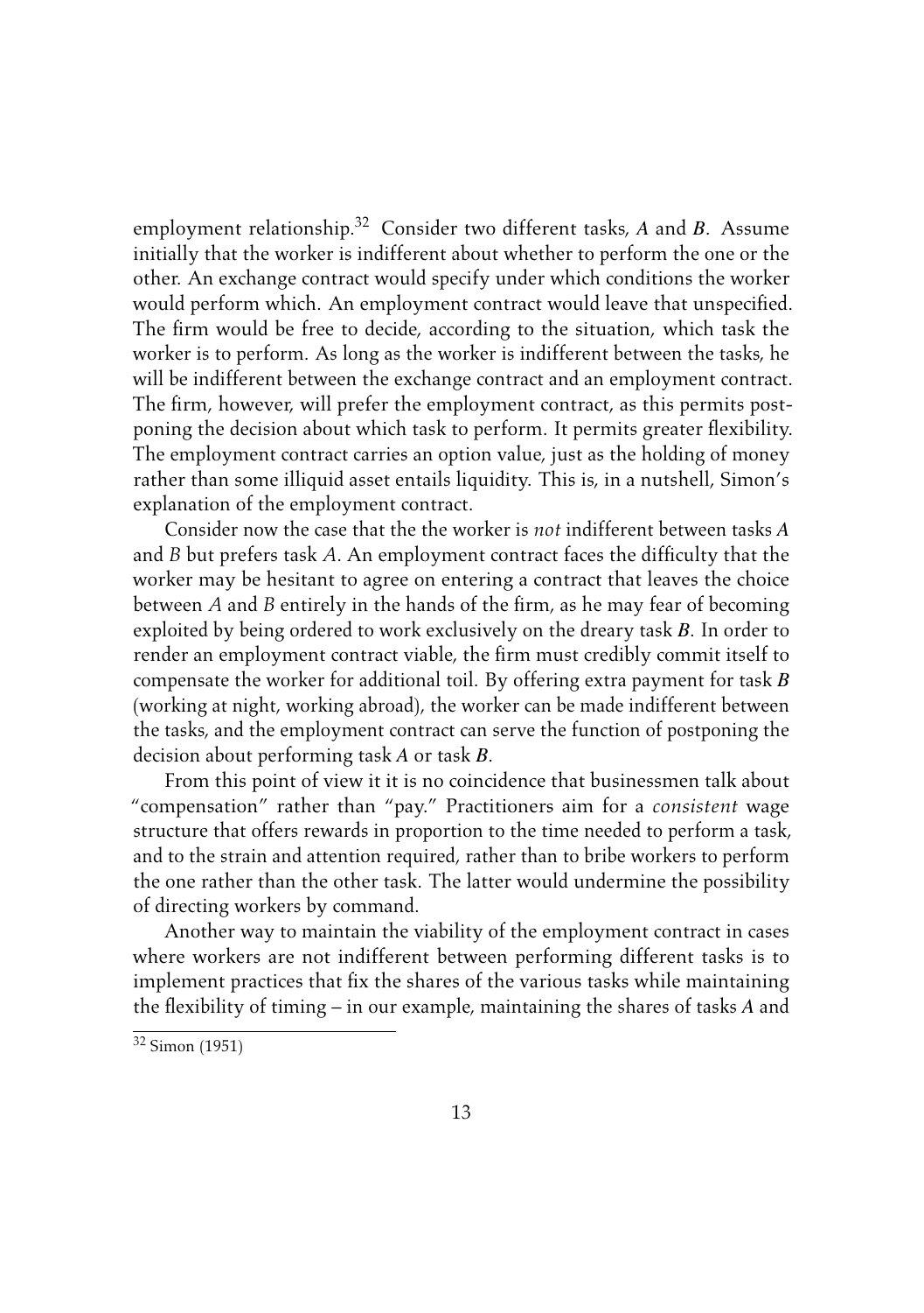employment relationship.[32] Consider two different tasks, *A* and *B*. Assume initially that the worker is indifferent about whether to perform the one or the other. An exchange contract would specify under which conditions the worker would perform which. An employment contract would leave that unspecified. The firm would be free to decide, according to the situation, which task the worker is to perform. As long as the worker is indifferent between the tasks, he will be indifferent between the exchange contract and an employment contract. The firm, however, will prefer the employment contract, as this permits postponing the decision about which task to perform. It permits greater flexibility. The employment contract carries an option value, just as the holding of money rather than some illiquid asset entails liquidity. This is, in a nutshell, Simon's explanation of the employment contract.

Consider now the case that the the worker is *not* indifferent between tasks *A* and *B* but prefers task *A*. An employment contract faces the difficulty that the worker may be hesitant to agree on entering a contract that leaves the choice between *A* and *B* entirely in the hands of the firm, as he may fear of becoming exploited by being ordered to work exclusively on the dreary task *B*. In order to render an employment contract viable, the firm must credibly commit itself to compensate the worker for additional toil. By offering extra payment for task *B* (working at night, working abroad), the worker can be made indifferent between the tasks, and the employment contract can serve the function of postponing the decision about performing task *A* or task *B*.

From this point of view it it is no coincidence that businessmen talk about "compensation" rather than "pay." Practitioners aim for a *consistent* wage structure that offers rewards in proportion to the time needed to perform a task, and to the strain and attention required, rather than to bribe workers to perform the one rather than the other task. The latter would undermine the possibility of directing workers by command.

Another way to maintain the viability of the employment contract in cases where workers are not indifferent between performing different tasks is to implement practices that fix the shares of the various tasks while maintaining the flexibility of timing – in our example, maintaining the shares of tasks *A* and

[32] Simon (1951)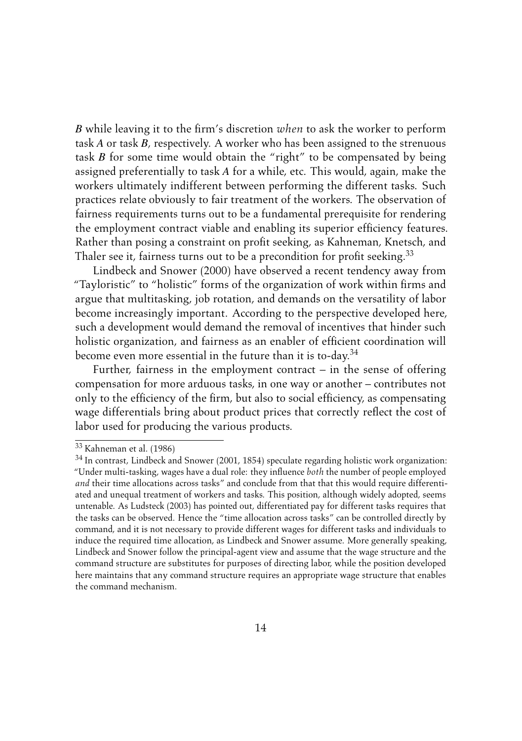*B* while leaving it to the firm's discretion *when* to ask the worker to perform task *A* or task *B*, respectively. A worker who has been assigned to the strenuous task *B* for some time would obtain the "right" to be compensated by being assigned preferentially to task *A* for a while, etc. This would, again, make the workers ultimately indifferent between performing the different tasks. Such practices relate obviously to fair treatment of the workers. The observation of fairness requirements turns out to be a fundamental prerequisite for rendering the employment contract viable and enabling its superior efficiency features. Rather than posing a constraint on profit seeking, as Kahneman, Knetsch, and Thaler see it, fairness turns out to be a precondition for profit seeking.[33]

Lindbeck and Snower (2000) have observed a recent tendency away from "Tayloristic" to "holistic" forms of the organization of work within firms and argue that multitasking, job rotation, and demands on the versatility of labor become increasingly important. According to the perspective developed here, such a development would demand the removal of incentives that hinder such holistic organization, and fairness as an enabler of efficient coordination will become even more essential in the future than it is to-day.[34]

Further, fairness in the employment contract – in the sense of offering compensation for more arduous tasks, in one way or another – contributes not only to the efficiency of the firm, but also to social efficiency, as compensating wage differentials bring about product prices that correctly reflect the cost of labor used for producing the various products.

[33] Kahneman et al. (1986)

[34] In contrast, Lindbeck and Snower (2001, 1854) speculate regarding holistic work organization: "Under multi-tasking, wages have a dual role: they influence *both* the number of people employed *and* their time allocations across tasks" and conclude from that that this would require differentiated and unequal treatment of workers and tasks. This position, although widely adopted, seems untenable. As Ludsteck (2003) has pointed out, differentiated pay for different tasks requires that the tasks can be observed. Hence the "time allocation across tasks" can be controlled directly by command, and it is not necessary to provide different wages for different tasks and individuals to induce the required time allocation, as Lindbeck and Snower assume. More generally speaking, Lindbeck and Snower follow the principal-agent view and assume that the wage structure and the command structure are substitutes for purposes of directing labor, while the position developed here maintains that any command structure requires an appropriate wage structure that enables the command mechanism.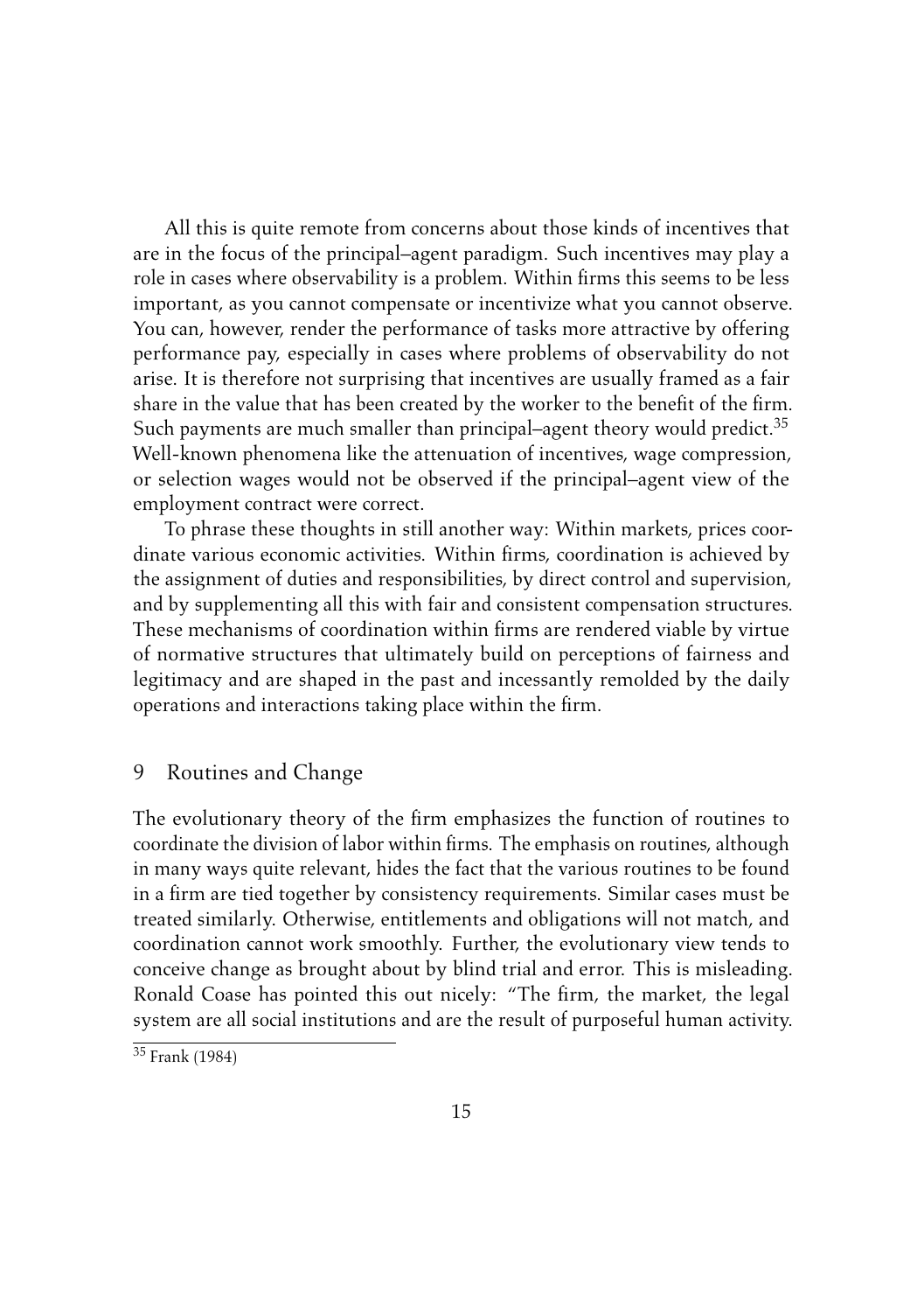All this is quite remote from concerns about those kinds of incentives that are in the focus of the principal–agent paradigm. Such incentives may play a role in cases where observability is a problem. Within firms this seems to be less important, as you cannot compensate or incentivize what you cannot observe. You can, however, render the performance of tasks more attractive by offering performance pay, especially in cases where problems of observability do not arise. It is therefore not surprising that incentives are usually framed as a fair share in the value that has been created by the worker to the benefit of the firm. Such payments are much smaller than principal–agent theory would predict.[35] Well-known phenomena like the attenuation of incentives, wage compression, or selection wages would not be observed if the principal–agent view of the employment contract were correct.

To phrase these thoughts in still another way: Within markets, prices coordinate various economic activities. Within firms, coordination is achieved by the assignment of duties and responsibilities, by direct control and supervision, and by supplementing all this with fair and consistent compensation structures. These mechanisms of coordination within firms are rendered viable by virtue of normative structures that ultimately build on perceptions of fairness and legitimacy and are shaped in the past and incessantly remolded by the daily operations and interactions taking place within the firm.

## 9 Routines and Change

The evolutionary theory of the firm emphasizes the function of routines to coordinate the division of labor within firms. The emphasis on routines, although in many ways quite relevant, hides the fact that the various routines to be found in a firm are tied together by consistency requirements. Similar cases must be treated similarly. Otherwise, entitlements and obligations will not match, and coordination cannot work smoothly. Further, the evolutionary view tends to conceive change as brought about by blind trial and error. This is misleading. Ronald Coase has pointed this out nicely: "The firm, the market, the legal system are all social institutions and are the result of purposeful human activity.

[35] Frank (1984)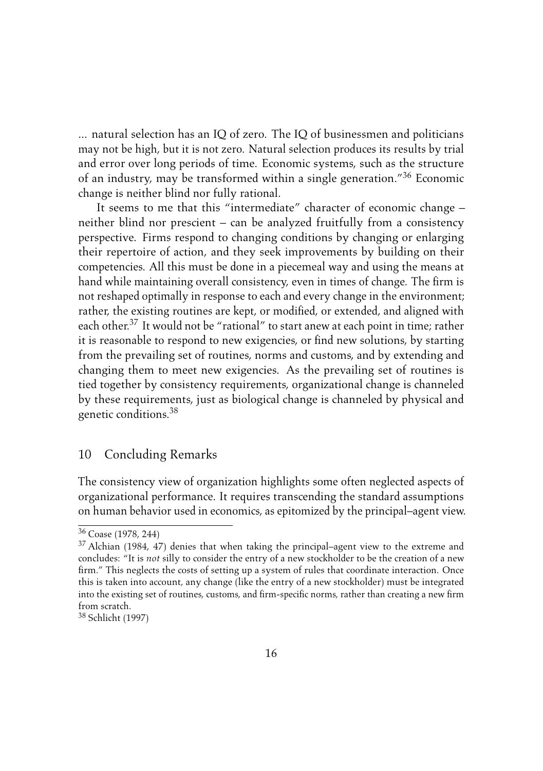... natural selection has an IQ of zero. The IQ of businessmen and politicians may not be high, but it is not zero. Natural selection produces its results by trial and error over long periods of time. Economic systems, such as the structure of an industry, may be transformed within a single generation."[36] Economic change is neither blind nor fully rational.

It seems to me that this "intermediate" character of economic change – neither blind nor prescient – can be analyzed fruitfully from a consistency perspective. Firms respond to changing conditions by changing or enlarging their repertoire of action, and they seek improvements by building on their competencies. All this must be done in a piecemeal way and using the means at hand while maintaining overall consistency, even in times of change. The firm is not reshaped optimally in response to each and every change in the environment; rather, the existing routines are kept, or modified, or extended, and aligned with each other.[37] It would not be "rational" to start anew at each point in time; rather it is reasonable to respond to new exigencies, or find new solutions, by starting from the prevailing set of routines, norms and customs, and by extending and changing them to meet new exigencies. As the prevailing set of routines is tied together by consistency requirements, organizational change is channeled by these requirements, just as biological change is channeled by physical and genetic conditions.[38]

## 10 Concluding Remarks

The consistency view of organization highlights some often neglected aspects of organizational performance. It requires transcending the standard assumptions on human behavior used in economics, as epitomized by the principal–agent view.

---

[36] Coase (1978, 244)

[37] Alchian (1984, 47) denies that when taking the principal–agent view to the extreme and concludes: "It is *not* silly to consider the entry of a new stockholder to be the creation of a new firm." This neglects the costs of setting up a system of rules that coordinate interaction. Once this is taken into account, any change (like the entry of a new stockholder) must be integrated into the existing set of routines, customs, and firm-specific norms, rather than creating a new firm from scratch.

[38] Schlicht (1997)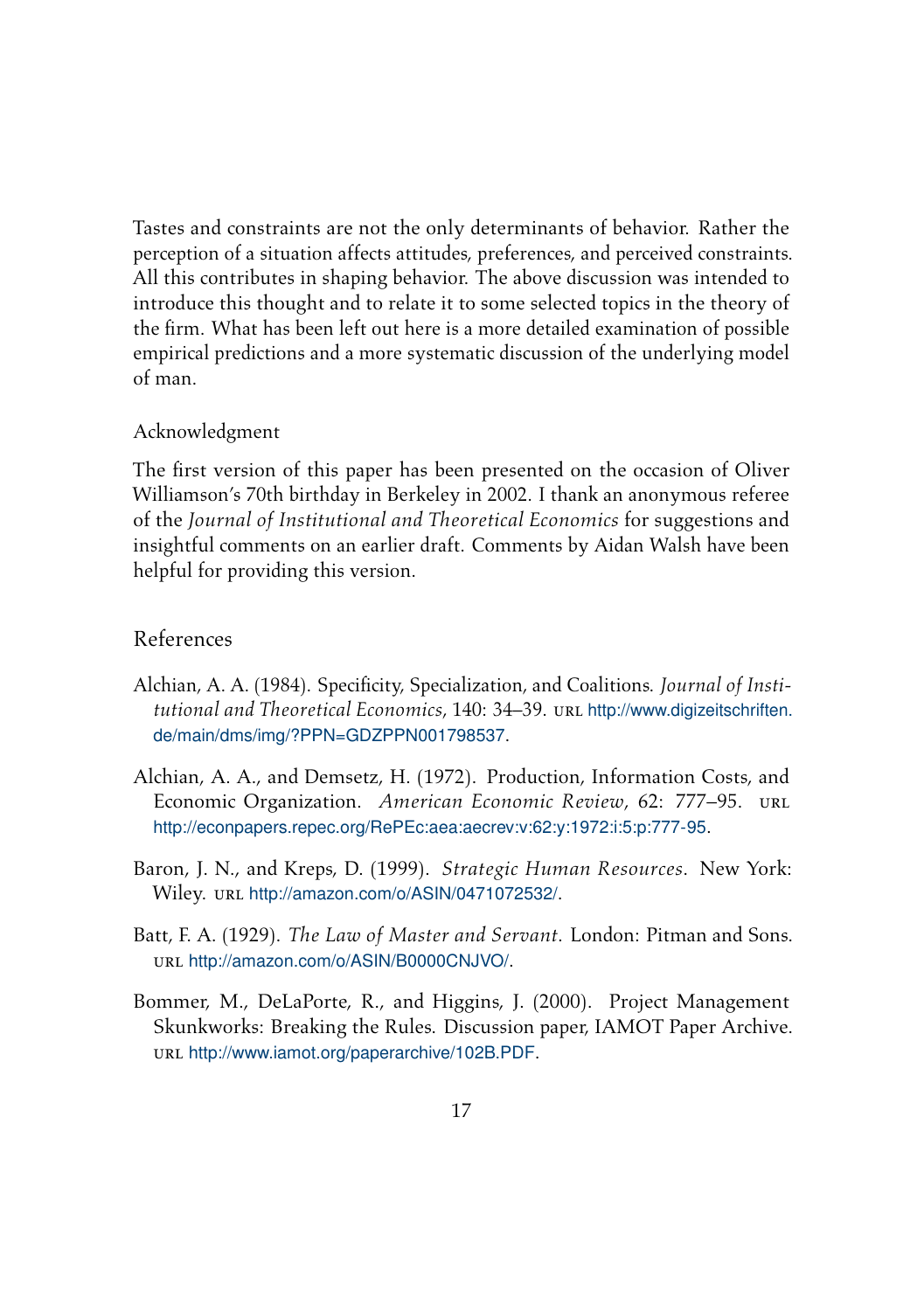Tastes and constraints are not the only determinants of behavior. Rather the perception of a situation affects attitudes, preferences, and perceived constraints. All this contributes in shaping behavior. The above discussion was intended to introduce this thought and to relate it to some selected topics in the theory of the firm. What has been left out here is a more detailed examination of possible empirical predictions and a more systematic discussion of the underlying model of man.

### Acknowledgment

The first version of this paper has been presented on the occasion of Oliver Williamson's 70th birthday in Berkeley in 2002. I thank an anonymous referee of the *Journal of Institutional and Theoretical Economics* for suggestions and insightful comments on an earlier draft. Comments by Aidan Walsh have been helpful for providing this version.

## References

Alchian, A. A. (1984). Specificity, Specialization, and Coalitions. *Journal of Institutional and Theoretical Economics*, 140: 34–39. URL http://www.digizeitschriften.de/main/dms/img/?PPN=GDZPPN001798537.

Alchian, A. A., and Demsetz, H. (1972). Production, Information Costs, and Economic Organization. *American Economic Review*, 62: 777–95. URL http://econpapers.repec.org/RePEc:aea:aecrev:v:62:y:1972:i:5:p:777-95.

Baron, J. N., and Kreps, D. (1999). *Strategic Human Resources*. New York: Wiley. URL http://amazon.com/o/ASIN/0471072532/.

Batt, F. A. (1929). *The Law of Master and Servant*. London: Pitman and Sons. URL http://amazon.com/o/ASIN/B0000CNJVO/.

Bommer, M., DeLaPorte, R., and Higgins, J. (2000). Project Management Skunkworks: Breaking the Rules. Discussion paper, IAMOT Paper Archive. URL http://www.iamot.org/paperarchive/102B.PDF.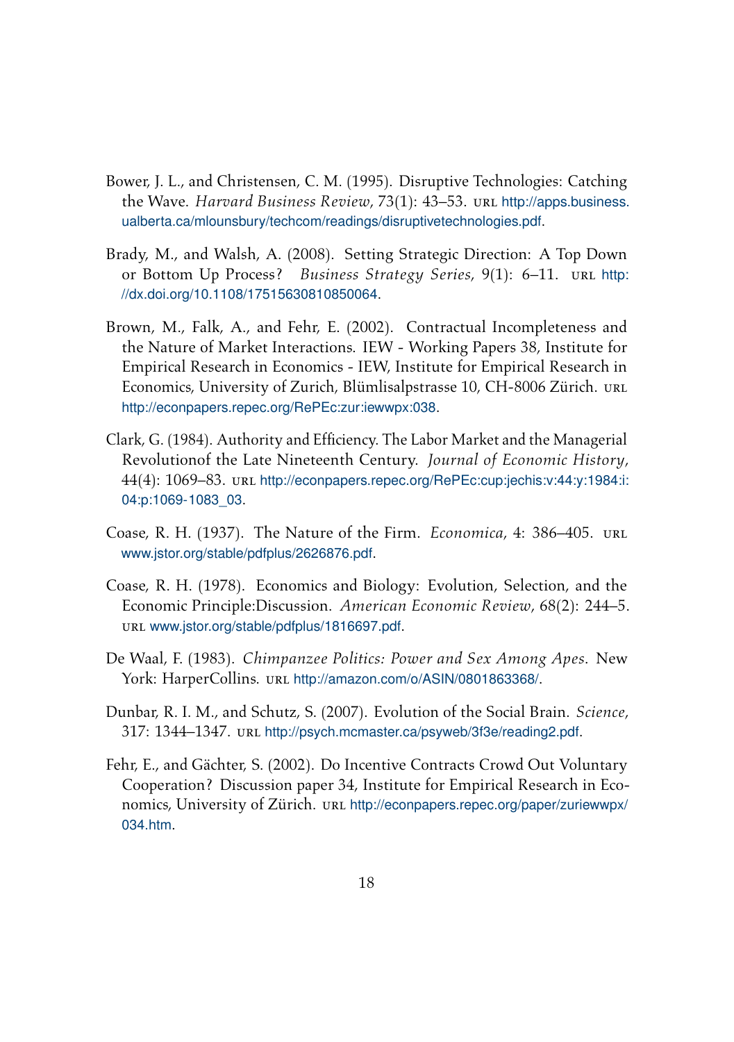Bower, J. L., and Christensen, C. M. (1995). Disruptive Technologies: Catching the Wave. *Harvard Business Review*, 73(1): 43–53. URL http://apps.business.ualberta.ca/mlounsbury/techcom/readings/disruptivetechnologies.pdf.

Brady, M., and Walsh, A. (2008). Setting Strategic Direction: A Top Down or Bottom Up Process? *Business Strategy Series*, 9(1): 6–11. URL http://dx.doi.org/10.1108/17515630810850064.

Brown, M., Falk, A., and Fehr, E. (2002). Contractual Incompleteness and the Nature of Market Interactions. IEW - Working Papers 38, Institute for Empirical Research in Economics - IEW, Institute for Empirical Research in Economics, University of Zurich, Blümlisalpstrasse 10, CH-8006 Zürich. URL http://econpapers.repec.org/RePEc:zur:iewwpx:038.

Clark, G. (1984). Authority and Efficiency. The Labor Market and the Managerial Revolutionof the Late Nineteenth Century. *Journal of Economic History*, 44(4): 1069–83. URL http://econpapers.repec.org/RePEc:cup:jechis:v:44:y:1984:i:04:p:1069-1083_03.

Coase, R. H. (1937). The Nature of the Firm. *Economica*, 4: 386–405. URL www.jstor.org/stable/pdfplus/2626876.pdf.

Coase, R. H. (1978). Economics and Biology: Evolution, Selection, and the Economic Principle:Discussion. *American Economic Review*, 68(2): 244–5. URL www.jstor.org/stable/pdfplus/1816697.pdf.

De Waal, F. (1983). *Chimpanzee Politics: Power and Sex Among Apes*. New York: HarperCollins. URL http://amazon.com/o/ASIN/0801863368/.

Dunbar, R. I. M., and Schutz, S. (2007). Evolution of the Social Brain. *Science*, 317: 1344–1347. URL http://psych.mcmaster.ca/psyweb/3f3e/reading2.pdf.

Fehr, E., and Gächter, S. (2002). Do Incentive Contracts Crowd Out Voluntary Cooperation? Discussion paper 34, Institute for Empirical Research in Economics, University of Zürich. URL http://econpapers.repec.org/paper/zuriewwpx/034.htm.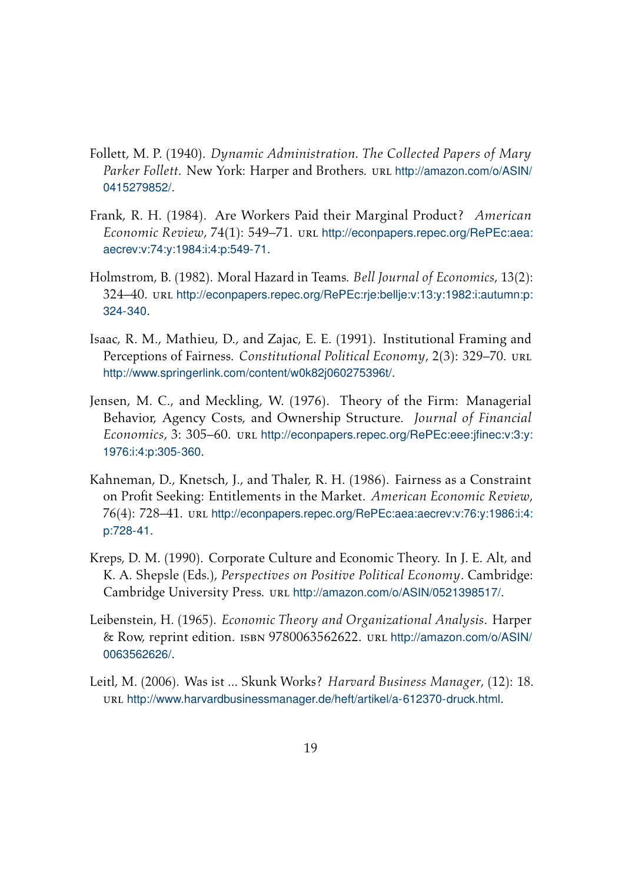Follett, M. P. (1940). *Dynamic Administration. The Collected Papers of Mary Parker Follett*. New York: Harper and Brothers. URL http://amazon.com/o/ASIN/0415279852/.

Frank, R. H. (1984). Are Workers Paid their Marginal Product? *American Economic Review*, 74(1): 549–71. URL http://econpapers.repec.org/RePEc:aea:aecrev:v:74:y:1984:i:4:p:549-71.

Holmstrom, B. (1982). Moral Hazard in Teams. *Bell Journal of Economics*, 13(2): 324–40. URL http://econpapers.repec.org/RePEc:rje:bellje:v:13:y:1982:i:autumn:p:324-340.

Isaac, R. M., Mathieu, D., and Zajac, E. E. (1991). Institutional Framing and Perceptions of Fairness. *Constitutional Political Economy*, 2(3): 329–70. URL http://www.springerlink.com/content/w0k82j060275396t/.

Jensen, M. C., and Meckling, W. (1976). Theory of the Firm: Managerial Behavior, Agency Costs, and Ownership Structure. *Journal of Financial Economics*, 3: 305–60. URL http://econpapers.repec.org/RePEc:eee:jfinec:v:3:y:1976:i:4:p:305-360.

Kahneman, D., Knetsch, J., and Thaler, R. H. (1986). Fairness as a Constraint on Profit Seeking: Entitlements in the Market. *American Economic Review*, 76(4): 728–41. URL http://econpapers.repec.org/RePEc:aea:aecrev:v:76:y:1986:i:4:p:728-41.

Kreps, D. M. (1990). Corporate Culture and Economic Theory. In J. E. Alt, and K. A. Shepsle (Eds.), *Perspectives on Positive Political Economy*. Cambridge: Cambridge University Press. URL http://amazon.com/o/ASIN/0521398517/.

Leibenstein, H. (1965). *Economic Theory and Organizational Analysis*. Harper & Row, reprint edition. ISBN 9780063562622. URL http://amazon.com/o/ASIN/0063562626/.

Leitl, M. (2006). Was ist ... Skunk Works? *Harvard Business Manager*, (12): 18. URL http://www.harvardbusinessmanager.de/heft/artikel/a-612370-druck.html.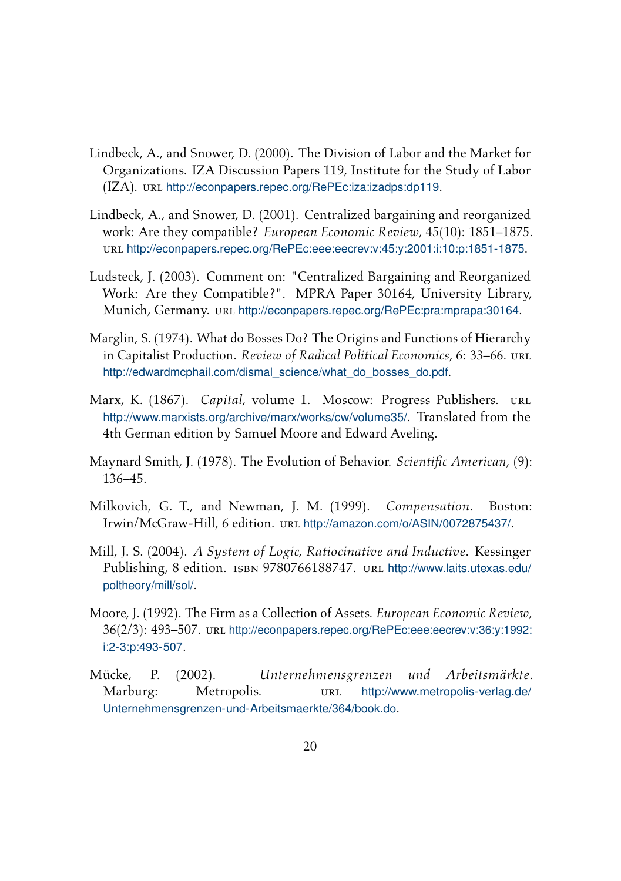Lindbeck, A., and Snower, D. (2000). The Division of Labor and the Market for Organizations. IZA Discussion Papers 119, Institute for the Study of Labor (IZA). URL http://econpapers.repec.org/RePEc:iza:izadps:dp119.

Lindbeck, A., and Snower, D. (2001). Centralized bargaining and reorganized work: Are they compatible? *European Economic Review*, 45(10): 1851–1875. URL http://econpapers.repec.org/RePEc:eee:eecrev:v:45:y:2001:i:10:p:1851-1875.

Ludsteck, J. (2003). Comment on: "Centralized Bargaining and Reorganized Work: Are they Compatible?". MPRA Paper 30164, University Library, Munich, Germany. URL http://econpapers.repec.org/RePEc:pra:mprapa:30164.

Marglin, S. (1974). What do Bosses Do? The Origins and Functions of Hierarchy in Capitalist Production. *Review of Radical Political Economics*, 6: 33–66. URL http://edwardmcphail.com/dismal_science/what_do_bosses_do.pdf.

Marx, K. (1867). *Capital*, volume 1. Moscow: Progress Publishers. URL http://www.marxists.org/archive/marx/works/cw/volume35/. Translated from the 4th German edition by Samuel Moore and Edward Aveling.

Maynard Smith, J. (1978). The Evolution of Behavior. *Scientific American*, (9): 136–45.

Milkovich, G. T., and Newman, J. M. (1999). *Compensation*. Boston: Irwin/McGraw-Hill, 6 edition. URL http://amazon.com/o/ASIN/0072875437/.

Mill, J. S. (2004). *A System of Logic, Ratiocinative and Inductive*. Kessinger Publishing, 8 edition. ISBN 9780766188747. URL http://www.laits.utexas.edu/poltheory/mill/sol/.

Moore, J. (1992). The Firm as a Collection of Assets. *European Economic Review*, 36(2/3): 493–507. URL http://econpapers.repec.org/RePEc:eee:eecrev:v:36:y:1992:i:2-3:p:493-507.

Mücke, P. (2002). *Unternehmensgrenzen und Arbeitsmärkte*. Marburg: Metropolis. URL http://www.metropolis-verlag.de/Unternehmensgrenzen-und-Arbeitsmaerkte/364/book.do.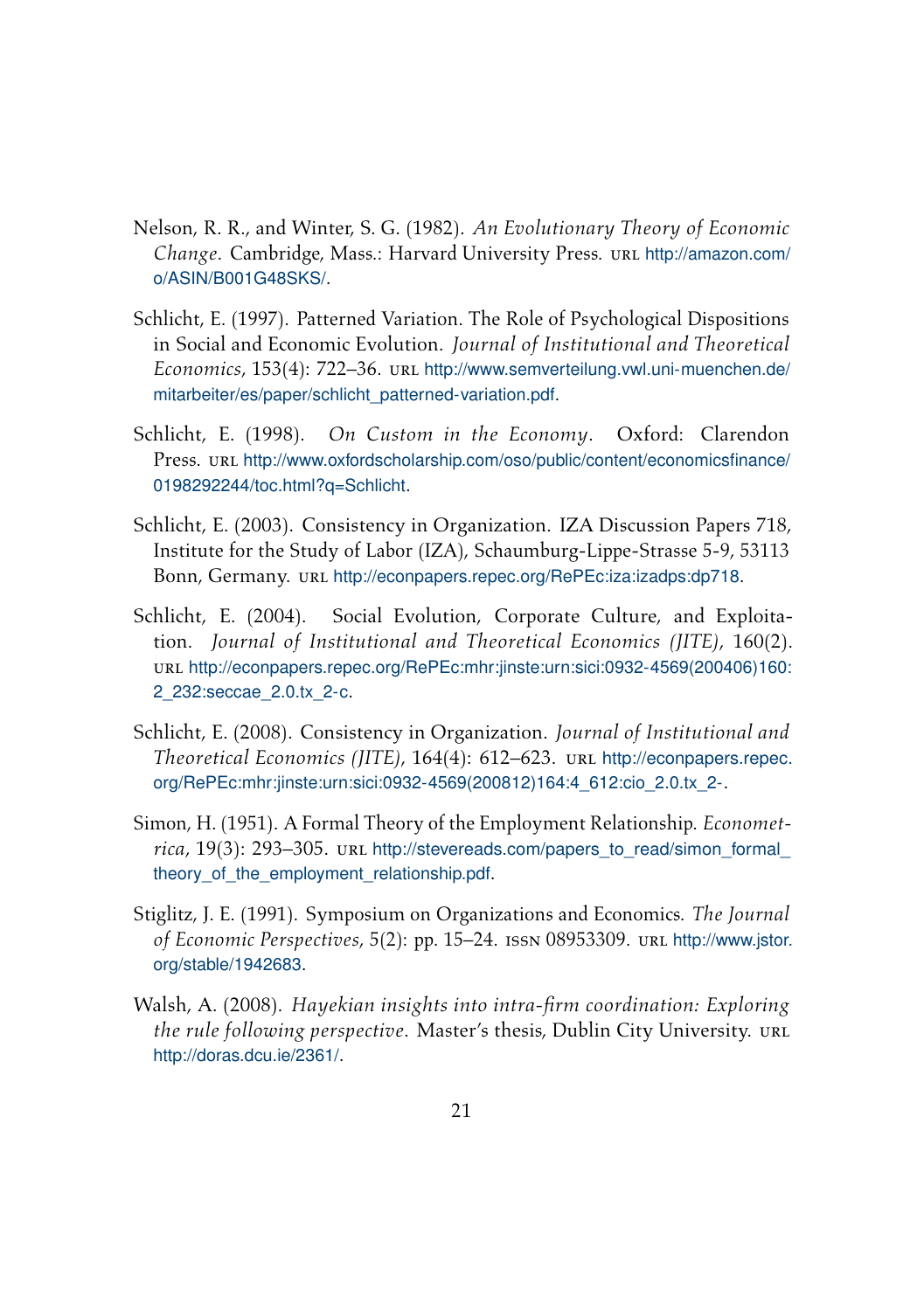Nelson, R. R., and Winter, S. G. (1982). *An Evolutionary Theory of Economic Change*. Cambridge, Mass.: Harvard University Press. URL http://amazon.com/o/ASIN/B001G48SKS/.

Schlicht, E. (1997). Patterned Variation. The Role of Psychological Dispositions in Social and Economic Evolution. *Journal of Institutional and Theoretical Economics*, 153(4): 722–36. URL http://www.semverteilung.vwl.uni-muenchen.de/mitarbeiter/es/paper/schlicht_patterned-variation.pdf.

Schlicht, E. (1998). *On Custom in the Economy*. Oxford: Clarendon Press. URL http://www.oxfordscholarship.com/oso/public/content/economicsfinance/0198292244/toc.html?q=Schlicht.

Schlicht, E. (2003). Consistency in Organization. IZA Discussion Papers 718, Institute for the Study of Labor (IZA), Schaumburg-Lippe-Strasse 5-9, 53113 Bonn, Germany. URL http://econpapers.repec.org/RePEc:iza:izadps:dp718.

Schlicht, E. (2004). Social Evolution, Corporate Culture, and Exploitation. *Journal of Institutional and Theoretical Economics (JITE)*, 160(2). URL http://econpapers.repec.org/RePEc:mhr:jinste:urn:sici:0932-4569(200406)160:2_232:seccae_2.0.tx_2-c.

Schlicht, E. (2008). Consistency in Organization. *Journal of Institutional and Theoretical Economics (JITE)*, 164(4): 612–623. URL http://econpapers.repec.org/RePEc:mhr:jinste:urn:sici:0932-4569(200812)164:4_612:cio_2.0.tx_2-.

Simon, H. (1951). A Formal Theory of the Employment Relationship. *Econometrica*, 19(3): 293–305. URL http://stevereads.com/papers_to_read/simon_formal_theory_of_the_employment_relationship.pdf.

Stiglitz, J. E. (1991). Symposium on Organizations and Economics. *The Journal of Economic Perspectives*, 5(2): pp. 15–24. ISSN 08953309. URL http://www.jstor.org/stable/1942683.

Walsh, A. (2008). *Hayekian insights into intra-firm coordination: Exploring the rule following perspective*. Master's thesis, Dublin City University. URL http://doras.dcu.ie/2361/.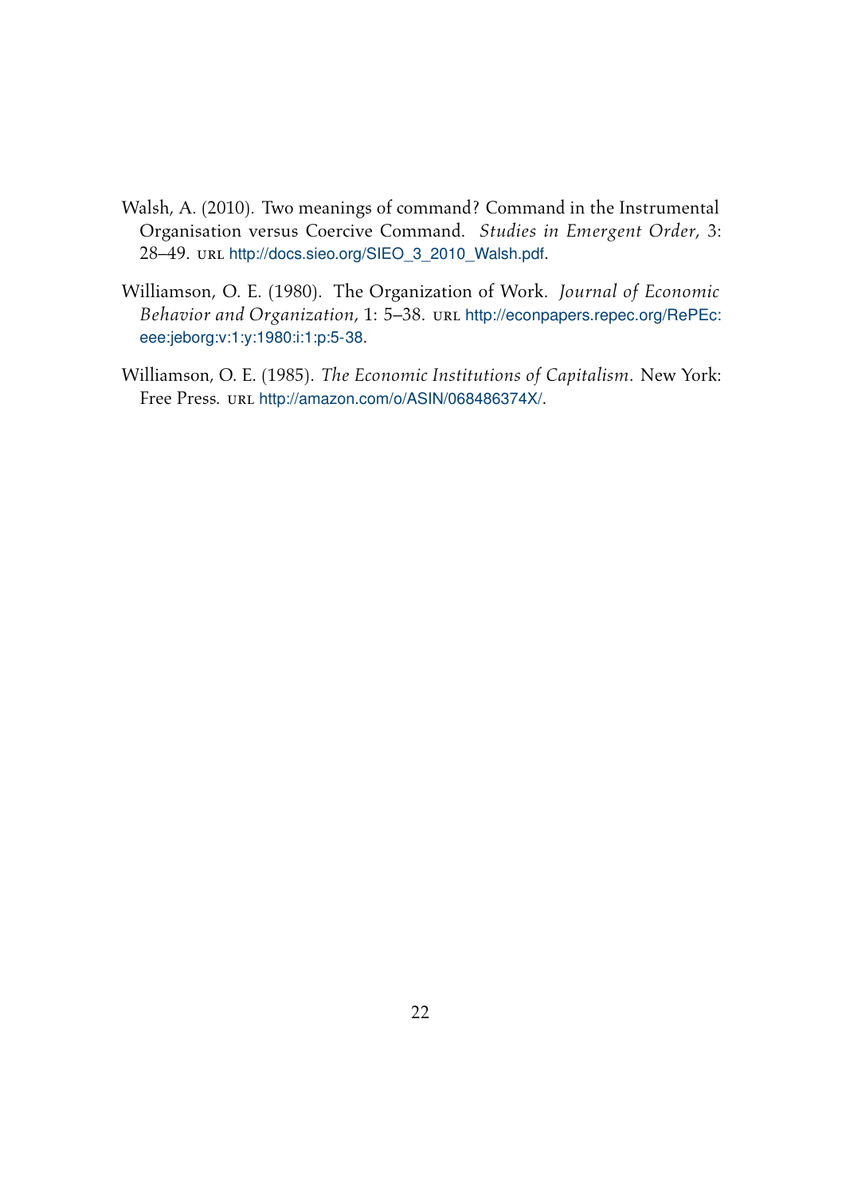Walsh, A. (2010). Two meanings of command? Command in the Instrumental Organisation versus Coercive Command. *Studies in Emergent Order*, 3: 28–49. URL http://docs.sieo.org/SIEO_3_2010_Walsh.pdf.

Williamson, O. E. (1980). The Organization of Work. *Journal of Economic Behavior and Organization*, 1: 5–38. URL http://econpapers.repec.org/RePEc:eee:jeborg:v:1:y:1980:i:1:p:5-38.

Williamson, O. E. (1985). *The Economic Institutions of Capitalism*. New York: Free Press. URL http://amazon.com/o/ASIN/068486374X/.